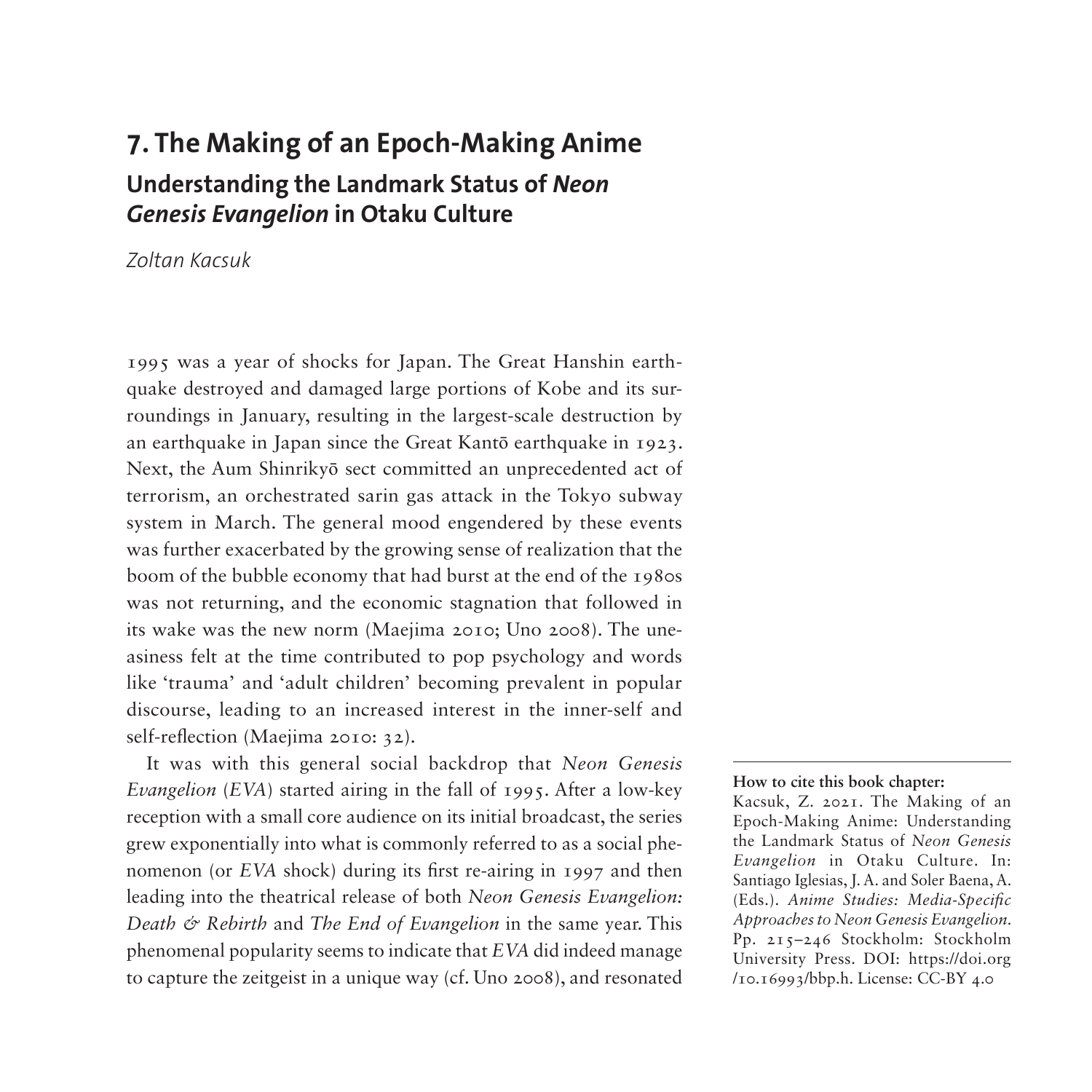# 7. The Making of an Epoch-Making Anime

## Understanding the Landmark Status of *Neon Genesis Evangelion* in Otaku Culture

*Zoltan Kacsuk*

1995 was a year of shocks for Japan. The Great Hanshin earthquake destroyed and damaged large portions of Kobe and its surroundings in January, resulting in the largest-scale destruction by an earthquake in Japan since the Great Kantō earthquake in 1923. Next, the Aum Shinrikyō sect committed an unprecedented act of terrorism, an orchestrated sarin gas attack in the Tokyo subway system in March. The general mood engendered by these events was further exacerbated by the growing sense of realization that the boom of the bubble economy that had burst at the end of the 1980s was not returning, and the economic stagnation that followed in its wake was the new norm (Maejima 2010; Uno 2008). The uneasiness felt at the time contributed to pop psychology and words like 'trauma' and 'adult children' becoming prevalent in popular discourse, leading to an increased interest in the inner-self and self-reflection (Maejima 2010: 32).

It was with this general social backdrop that *Neon Genesis Evangelion* (*EVA*) started airing in the fall of 1995. After a low-key reception with a small core audience on its initial broadcast, the series grew exponentially into what is commonly referred to as a social phenomenon (or *EVA* shock) during its first re-airing in 1997 and then leading into the theatrical release of both *Neon Genesis Evangelion: Death & Rebirth* and *The End of Evangelion* in the same year. This phenomenal popularity seems to indicate that *EVA* did indeed manage to capture the zeitgeist in a unique way (cf. Uno 2008), and resonated

**How to cite this book chapter:**
Kacsuk, Z. 2021. The Making of an Epoch-Making Anime: Understanding the Landmark Status of *Neon Genesis Evangelion* in Otaku Culture. In: Santiago Iglesias, J. A. and Soler Baena, A. (Eds.). *Anime Studies: Media-Specific Approaches to Neon Genesis Evangelion*. Pp. 215–246 Stockholm: Stockholm University Press. DOI: https://doi.org/10.16993/bbp.h. License: CC-BY 4.0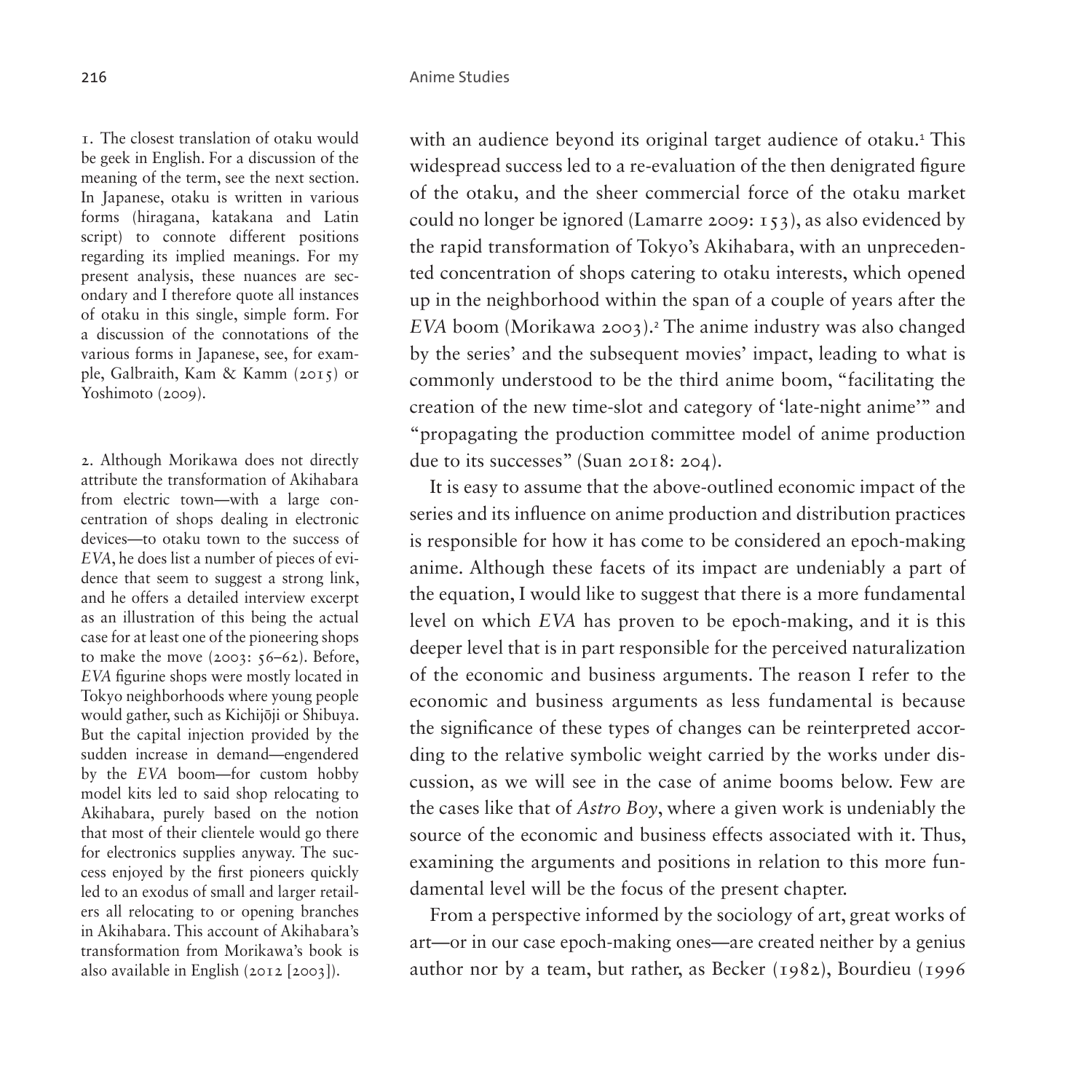with an audience beyond its original target audience of otaku.[1] This widespread success led to a re-evaluation of the then denigrated figure of the otaku, and the sheer commercial force of the otaku market could no longer be ignored (Lamarre 2009: 153), as also evidenced by the rapid transformation of Tokyo's Akihabara, with an unprecedented concentration of shops catering to otaku interests, which opened up in the neighborhood within the span of a couple of years after the *EVA* boom (Morikawa 2003).[2] The anime industry was also changed by the series' and the subsequent movies' impact, leading to what is commonly understood to be the third anime boom, "facilitating the creation of the new time-slot and category of 'late-night anime'" and "propagating the production committee model of anime production due to its successes" (Suan 2018: 204).

It is easy to assume that the above-outlined economic impact of the series and its influence on anime production and distribution practices is responsible for how it has come to be considered an epoch-making anime. Although these facets of its impact are undeniably a part of the equation, I would like to suggest that there is a more fundamental level on which *EVA* has proven to be epoch-making, and it is this deeper level that is in part responsible for the perceived naturalization of the economic and business arguments. The reason I refer to the economic and business arguments as less fundamental is because the significance of these types of changes can be reinterpreted according to the relative symbolic weight carried by the works under discussion, as we will see in the case of anime booms below. Few are the cases like that of *Astro Boy*, where a given work is undeniably the source of the economic and business effects associated with it. Thus, examining the arguments and positions in relation to this more fundamental level will be the focus of the present chapter.

From a perspective informed by the sociology of art, great works of art—or in our case epoch-making ones—are created neither by a genius author nor by a team, but rather, as Becker (1982), Bourdieu (1996

1. The closest translation of otaku would be geek in English. For a discussion of the meaning of the term, see the next section. In Japanese, otaku is written in various forms (hiragana, katakana and Latin script) to connote different positions regarding its implied meanings. For my present analysis, these nuances are secondary and I therefore quote all instances of otaku in this single, simple form. For a discussion of the connotations of the various forms in Japanese, see, for example, Galbraith, Kam & Kamm (2015) or Yoshimoto (2009).

2. Although Morikawa does not directly attribute the transformation of Akihabara from electric town—with a large concentration of shops dealing in electronic devices—to otaku town to the success of *EVA*, he does list a number of pieces of evidence that seem to suggest a strong link, and he offers a detailed interview excerpt as an illustration of this being the actual case for at least one of the pioneering shops to make the move (2003: 56–62). Before, *EVA* figurine shops were mostly located in Tokyo neighborhoods where young people would gather, such as Kichijōji or Shibuya. But the capital injection provided by the sudden increase in demand—engendered by the *EVA* boom—for custom hobby model kits led to said shop relocating to Akihabara, purely based on the notion that most of their clientele would go there for electronics supplies anyway. The success enjoyed by the first pioneers quickly led to an exodus of small and larger retailers all relocating to or opening branches in Akihabara. This account of Akihabara's transformation from Morikawa's book is also available in English (2012 [2003]).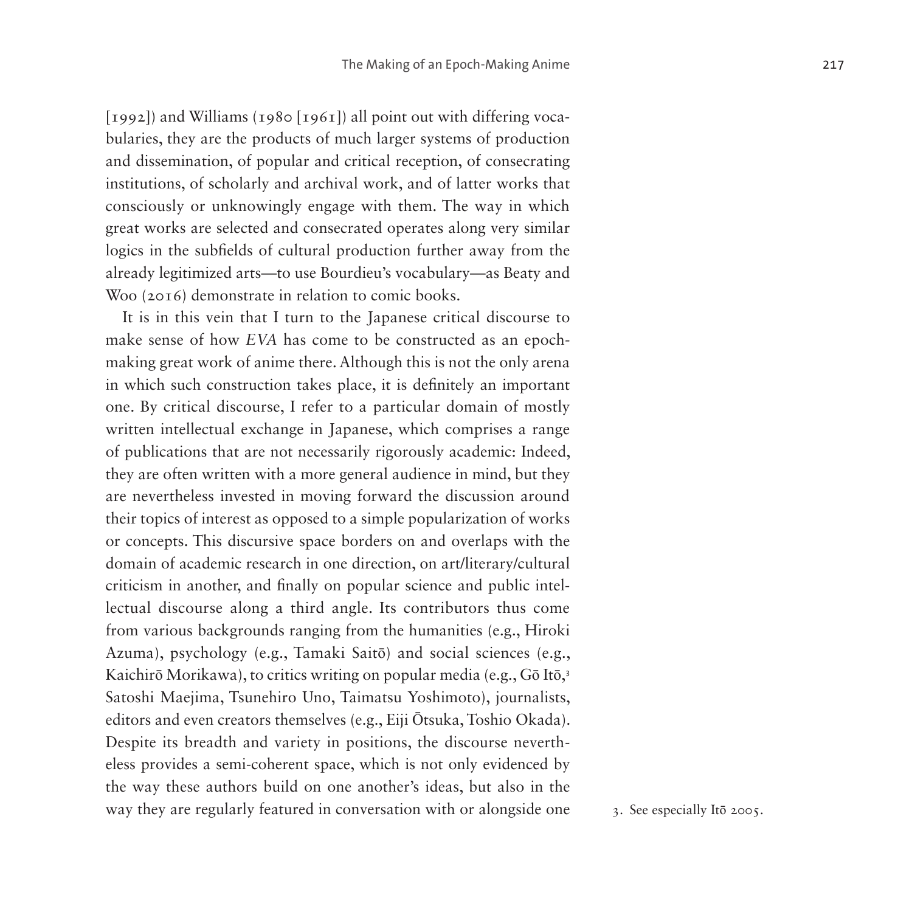[1992]) and Williams (1980 [1961]) all point out with differing vocabularies, they are the products of much larger systems of production and dissemination, of popular and critical reception, of consecrating institutions, of scholarly and archival work, and of latter works that consciously or unknowingly engage with them. The way in which great works are selected and consecrated operates along very similar logics in the subfields of cultural production further away from the already legitimized arts—to use Bourdieu's vocabulary—as Beaty and Woo (2016) demonstrate in relation to comic books.

It is in this vein that I turn to the Japanese critical discourse to make sense of how *EVA* has come to be constructed as an epoch-making great work of anime there. Although this is not the only arena in which such construction takes place, it is definitely an important one. By critical discourse, I refer to a particular domain of mostly written intellectual exchange in Japanese, which comprises a range of publications that are not necessarily rigorously academic: Indeed, they are often written with a more general audience in mind, but they are nevertheless invested in moving forward the discussion around their topics of interest as opposed to a simple popularization of works or concepts. This discursive space borders on and overlaps with the domain of academic research in one direction, on art/literary/cultural criticism in another, and finally on popular science and public intellectual discourse along a third angle. Its contributors thus come from various backgrounds ranging from the humanities (e.g., Hiroki Azuma), psychology (e.g., Tamaki Saitō) and social sciences (e.g., Kaichirō Morikawa), to critics writing on popular media (e.g., Gō Itō,[3] Satoshi Maejima, Tsunehiro Uno, Taimatsu Yoshimoto), journalists, editors and even creators themselves (e.g., Eiji Ōtsuka, Toshio Okada). Despite its breadth and variety in positions, the discourse nevertheless provides a semi-coherent space, which is not only evidenced by the way these authors build on one another's ideas, but also in the way they are regularly featured in conversation with or alongside one

3. See especially Itō 2005.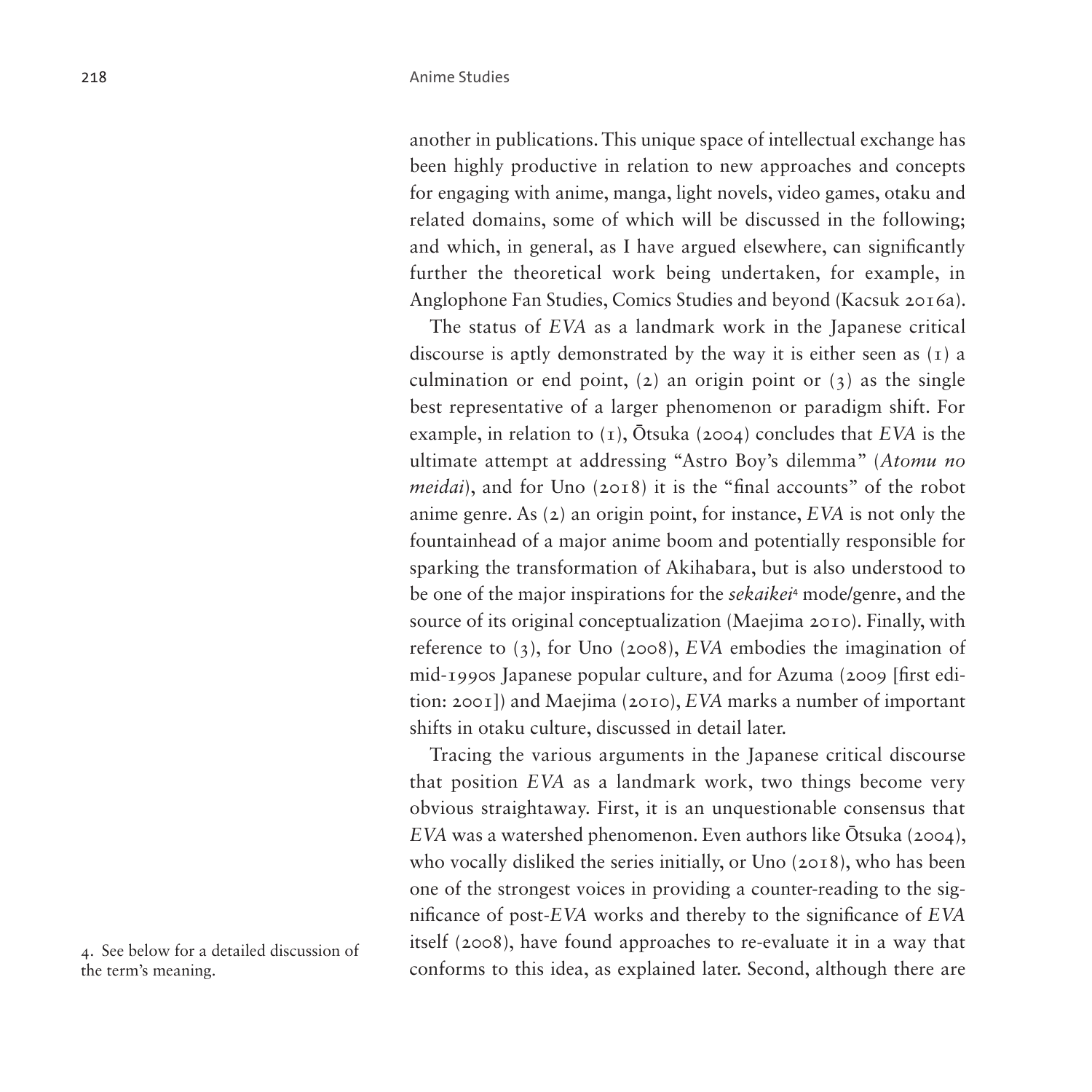another in publications. This unique space of intellectual exchange has been highly productive in relation to new approaches and concepts for engaging with anime, manga, light novels, video games, otaku and related domains, some of which will be discussed in the following; and which, in general, as I have argued elsewhere, can significantly further the theoretical work being undertaken, for example, in Anglophone Fan Studies, Comics Studies and beyond (Kacsuk 2016a).

The status of *EVA* as a landmark work in the Japanese critical discourse is aptly demonstrated by the way it is either seen as (1) a culmination or end point, (2) an origin point or (3) as the single best representative of a larger phenomenon or paradigm shift. For example, in relation to (1), Ōtsuka (2004) concludes that *EVA* is the ultimate attempt at addressing "Astro Boy's dilemma" (*Atomu no meidai*), and for Uno (2018) it is the "final accounts" of the robot anime genre. As (2) an origin point, for instance, *EVA* is not only the fountainhead of a major anime boom and potentially responsible for sparking the transformation of Akihabara, but is also understood to be one of the major inspirations for the *sekaikei*[4] mode/genre, and the source of its original conceptualization (Maejima 2010). Finally, with reference to (3), for Uno (2008), *EVA* embodies the imagination of mid-1990s Japanese popular culture, and for Azuma (2009 [first edition: 2001]) and Maejima (2010), *EVA* marks a number of important shifts in otaku culture, discussed in detail later.

Tracing the various arguments in the Japanese critical discourse that position *EVA* as a landmark work, two things become very obvious straightaway. First, it is an unquestionable consensus that *EVA* was a watershed phenomenon. Even authors like Ōtsuka (2004), who vocally disliked the series initially, or Uno (2018), who has been one of the strongest voices in providing a counter-reading to the significance of post-*EVA* works and thereby to the significance of *EVA* itself (2008), have found approaches to re-evaluate it in a way that conforms to this idea, as explained later. Second, although there are

4. See below for a detailed discussion of the term's meaning.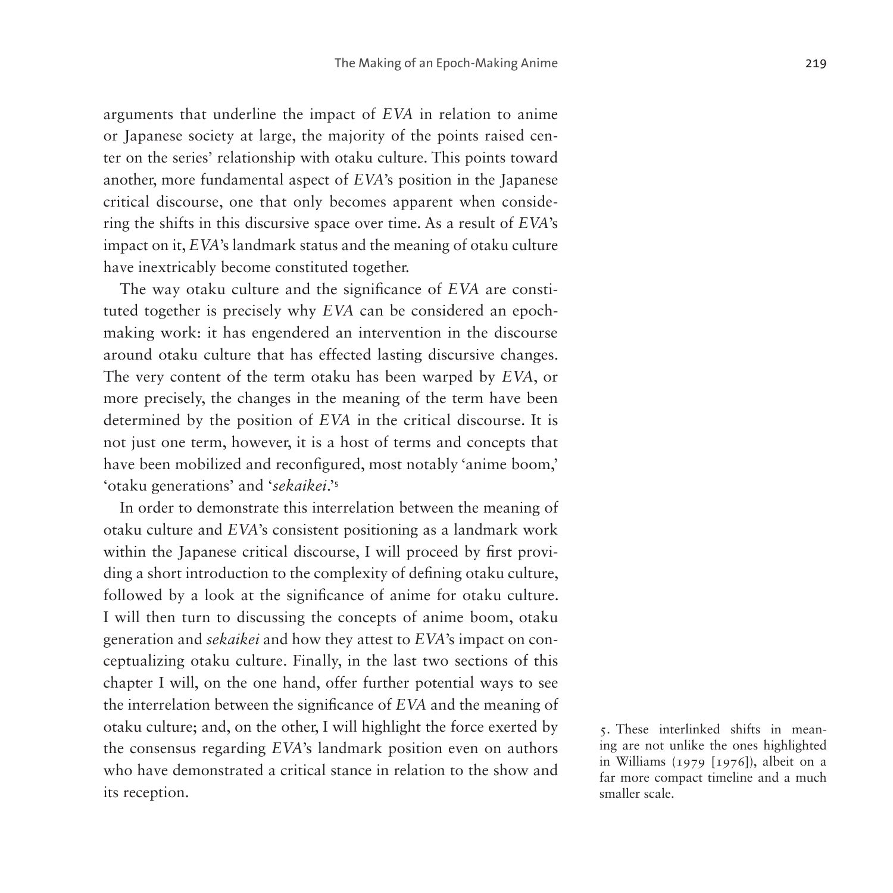arguments that underline the impact of *EVA* in relation to anime or Japanese society at large, the majority of the points raised center on the series' relationship with otaku culture. This points toward another, more fundamental aspect of *EVA*'s position in the Japanese critical discourse, one that only becomes apparent when considering the shifts in this discursive space over time. As a result of *EVA*'s impact on it, *EVA*'s landmark status and the meaning of otaku culture have inextricably become constituted together.

The way otaku culture and the significance of *EVA* are constituted together is precisely why *EVA* can be considered an epoch-making work: it has engendered an intervention in the discourse around otaku culture that has effected lasting discursive changes. The very content of the term otaku has been warped by *EVA*, or more precisely, the changes in the meaning of the term have been determined by the position of *EVA* in the critical discourse. It is not just one term, however, it is a host of terms and concepts that have been mobilized and reconfigured, most notably 'anime boom,' 'otaku generations' and '*sekaikei*.'[5]

In order to demonstrate this interrelation between the meaning of otaku culture and *EVA*'s consistent positioning as a landmark work within the Japanese critical discourse, I will proceed by first providing a short introduction to the complexity of defining otaku culture, followed by a look at the significance of anime for otaku culture. I will then turn to discussing the concepts of anime boom, otaku generation and *sekaikei* and how they attest to *EVA*'s impact on conceptualizing otaku culture. Finally, in the last two sections of this chapter I will, on the one hand, offer further potential ways to see the interrelation between the significance of *EVA* and the meaning of otaku culture; and, on the other, I will highlight the force exerted by the consensus regarding *EVA*'s landmark position even on authors who have demonstrated a critical stance in relation to the show and its reception.

5. These interlinked shifts in meaning are not unlike the ones highlighted in Williams (1979 [1976]), albeit on a far more compact timeline and a much smaller scale.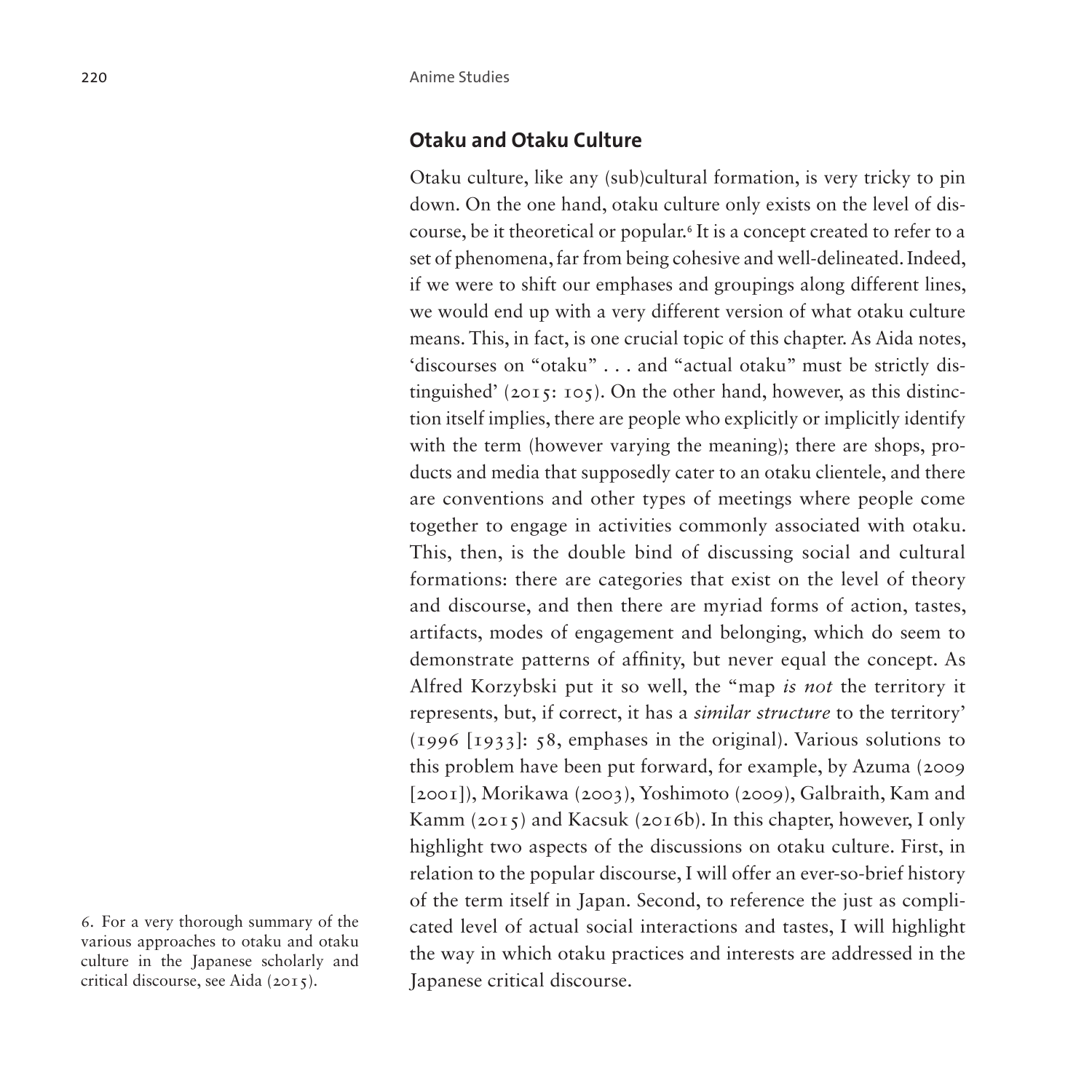## Otaku and Otaku Culture

Otaku culture, like any (sub)cultural formation, is very tricky to pin down. On the one hand, otaku culture only exists on the level of discourse, be it theoretical or popular.[6] It is a concept created to refer to a set of phenomena, far from being cohesive and well-delineated. Indeed, if we were to shift our emphases and groupings along different lines, we would end up with a very different version of what otaku culture means. This, in fact, is one crucial topic of this chapter. As Aida notes, 'discourses on "otaku" . . . and "actual otaku" must be strictly distinguished' (2015: 105). On the other hand, however, as this distinction itself implies, there are people who explicitly or implicitly identify with the term (however varying the meaning); there are shops, products and media that supposedly cater to an otaku clientele, and there are conventions and other types of meetings where people come together to engage in activities commonly associated with otaku. This, then, is the double bind of discussing social and cultural formations: there are categories that exist on the level of theory and discourse, and then there are myriad forms of action, tastes, artifacts, modes of engagement and belonging, which do seem to demonstrate patterns of affinity, but never equal the concept. As Alfred Korzybski put it so well, the "map *is not* the territory it represents, but, if correct, it has a *similar structure* to the territory' (1996 [1933]: 58, emphases in the original). Various solutions to this problem have been put forward, for example, by Azuma (2009 [2001]), Morikawa (2003), Yoshimoto (2009), Galbraith, Kam and Kamm (2015) and Kacsuk (2016b). In this chapter, however, I only highlight two aspects of the discussions on otaku culture. First, in relation to the popular discourse, I will offer an ever-so-brief history of the term itself in Japan. Second, to reference the just as complicated level of actual social interactions and tastes, I will highlight the way in which otaku practices and interests are addressed in the Japanese critical discourse.

6. For a very thorough summary of the various approaches to otaku and otaku culture in the Japanese scholarly and critical discourse, see Aida (2015).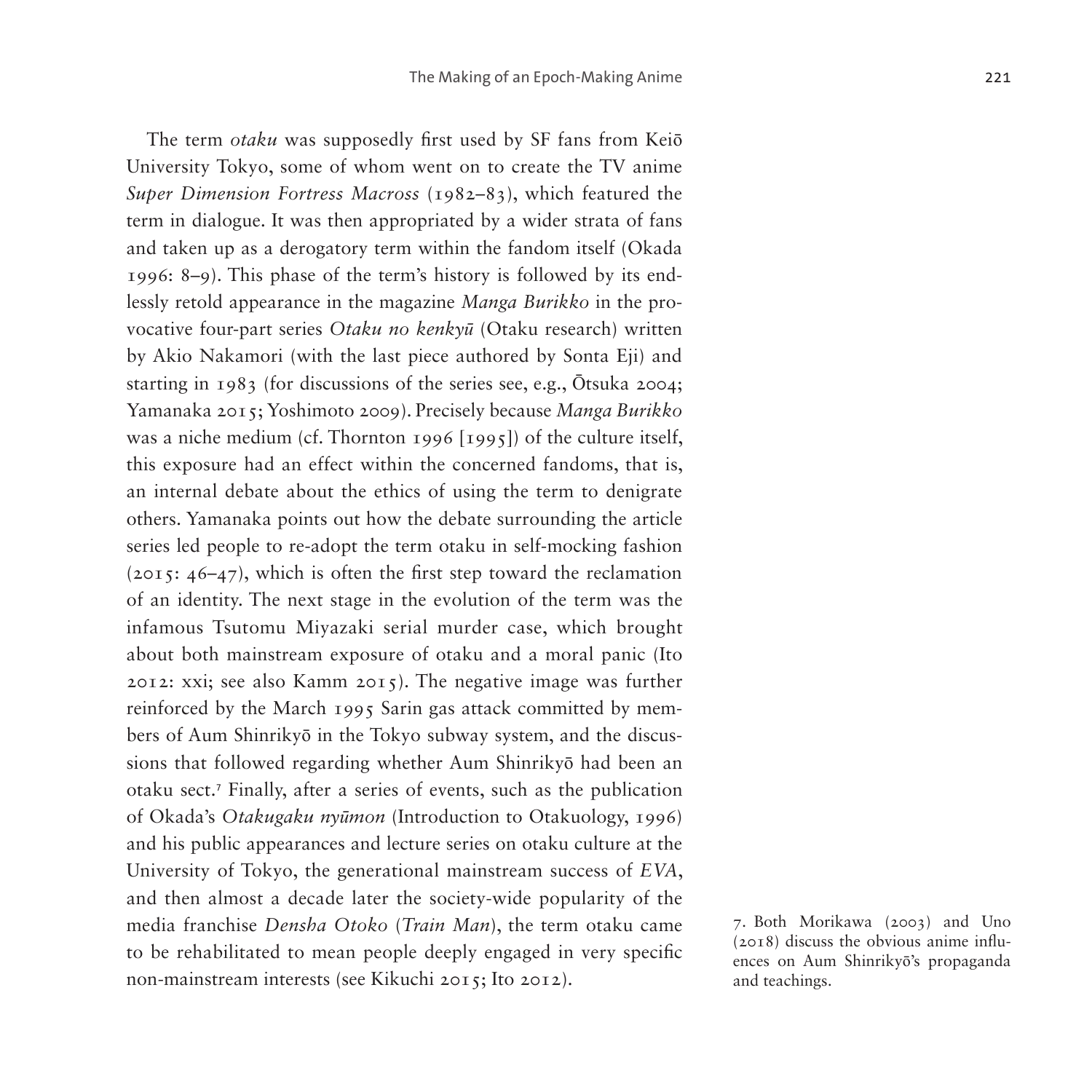The term *otaku* was supposedly first used by SF fans from Keiō University Tokyo, some of whom went on to create the TV anime *Super Dimension Fortress Macross* (1982–83), which featured the term in dialogue. It was then appropriated by a wider strata of fans and taken up as a derogatory term within the fandom itself (Okada 1996: 8–9). This phase of the term's history is followed by its endlessly retold appearance in the magazine *Manga Burikko* in the provocative four-part series *Otaku no kenkyū* (Otaku research) written by Akio Nakamori (with the last piece authored by Sonta Eji) and starting in 1983 (for discussions of the series see, e.g., Ōtsuka 2004; Yamanaka 2015; Yoshimoto 2009). Precisely because *Manga Burikko* was a niche medium (cf. Thornton 1996 [1995]) of the culture itself, this exposure had an effect within the concerned fandoms, that is, an internal debate about the ethics of using the term to denigrate others. Yamanaka points out how the debate surrounding the article series led people to re-adopt the term otaku in self-mocking fashion (2015: 46–47), which is often the first step toward the reclamation of an identity. The next stage in the evolution of the term was the infamous Tsutomu Miyazaki serial murder case, which brought about both mainstream exposure of otaku and a moral panic (Ito 2012: xxi; see also Kamm 2015). The negative image was further reinforced by the March 1995 Sarin gas attack committed by members of Aum Shinrikyō in the Tokyo subway system, and the discussions that followed regarding whether Aum Shinrikyō had been an otaku sect.[7] Finally, after a series of events, such as the publication of Okada's *Otakugaku nyūmon* (Introduction to Otakuology, 1996) and his public appearances and lecture series on otaku culture at the University of Tokyo, the generational mainstream success of *EVA*, and then almost a decade later the society-wide popularity of the media franchise *Densha Otoko* (*Train Man*), the term otaku came to be rehabilitated to mean people deeply engaged in very specific non-mainstream interests (see Kikuchi 2015; Ito 2012).

7. Both Morikawa (2003) and Uno (2018) discuss the obvious anime influences on Aum Shinrikyō's propaganda and teachings.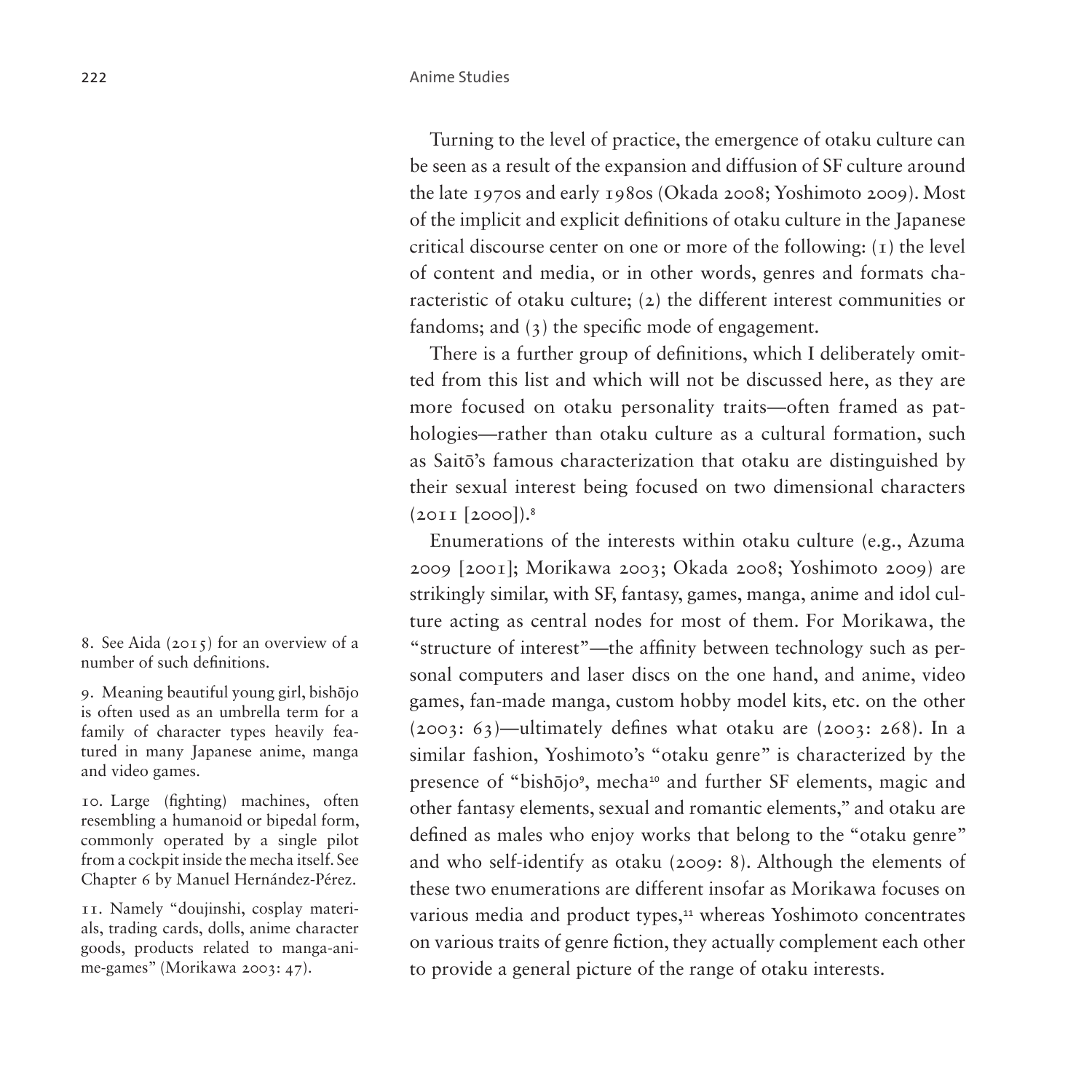Turning to the level of practice, the emergence of otaku culture can be seen as a result of the expansion and diffusion of SF culture around the late 1970s and early 1980s (Okada 2008; Yoshimoto 2009). Most of the implicit and explicit definitions of otaku culture in the Japanese critical discourse center on one or more of the following: (1) the level of content and media, or in other words, genres and formats characteristic of otaku culture; (2) the different interest communities or fandoms; and (3) the specific mode of engagement.

There is a further group of definitions, which I deliberately omitted from this list and which will not be discussed here, as they are more focused on otaku personality traits—often framed as pathologies—rather than otaku culture as a cultural formation, such as Saitō's famous characterization that otaku are distinguished by their sexual interest being focused on two dimensional characters (2011 [2000]).[8]

Enumerations of the interests within otaku culture (e.g., Azuma 2009 [2001]; Morikawa 2003; Okada 2008; Yoshimoto 2009) are strikingly similar, with SF, fantasy, games, manga, anime and idol culture acting as central nodes for most of them. For Morikawa, the "structure of interest"—the affinity between technology such as personal computers and laser discs on the one hand, and anime, video games, fan-made manga, custom hobby model kits, etc. on the other (2003: 63)—ultimately defines what otaku are (2003: 268). In a similar fashion, Yoshimoto's "otaku genre" is characterized by the presence of "bishōjo[9], mecha[10] and further SF elements, magic and other fantasy elements, sexual and romantic elements," and otaku are defined as males who enjoy works that belong to the "otaku genre" and who self-identify as otaku (2009: 8). Although the elements of these two enumerations are different insofar as Morikawa focuses on various media and product types,[11] whereas Yoshimoto concentrates on various traits of genre fiction, they actually complement each other to provide a general picture of the range of otaku interests.

8. See Aida (2015) for an overview of a number of such definitions.

9. Meaning beautiful young girl, bishōjo is often used as an umbrella term for a family of character types heavily featured in many Japanese anime, manga and video games.

10. Large (fighting) machines, often resembling a humanoid or bipedal form, commonly operated by a single pilot from a cockpit inside the mecha itself. See Chapter 6 by Manuel Hernández-Pérez.

11. Namely "doujinshi, cosplay materials, trading cards, dolls, anime character goods, products related to manga-anime-games" (Morikawa 2003: 47).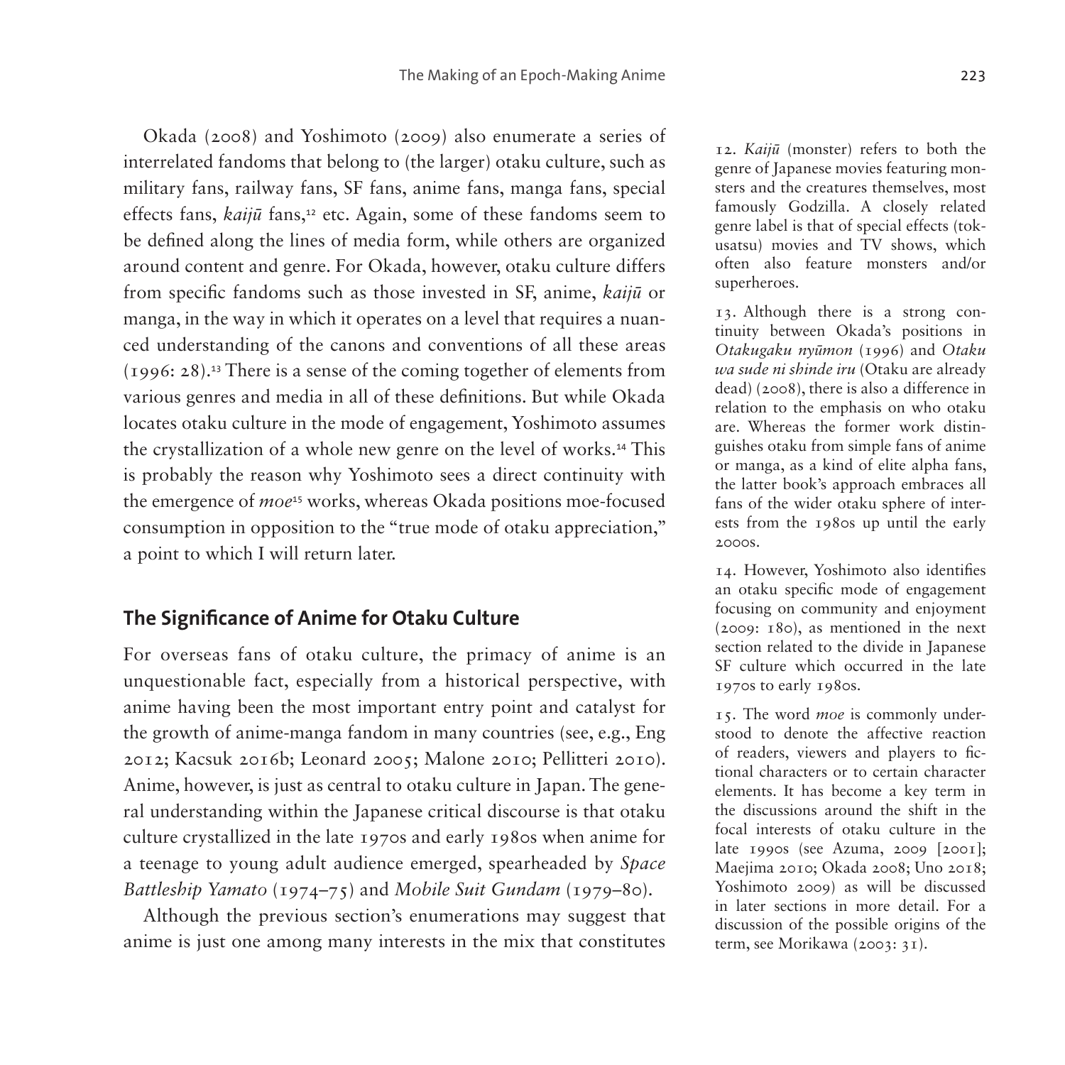Okada (2008) and Yoshimoto (2009) also enumerate a series of interrelated fandoms that belong to (the larger) otaku culture, such as military fans, railway fans, SF fans, anime fans, manga fans, special effects fans, *kaijū* fans,[12] etc. Again, some of these fandoms seem to be defined along the lines of media form, while others are organized around content and genre. For Okada, however, otaku culture differs from specific fandoms such as those invested in SF, anime, *kaijū* or manga, in the way in which it operates on a level that requires a nuanced understanding of the canons and conventions of all these areas (1996: 28).[13] There is a sense of the coming together of elements from various genres and media in all of these definitions. But while Okada locates otaku culture in the mode of engagement, Yoshimoto assumes the crystallization of a whole new genre on the level of works.[14] This is probably the reason why Yoshimoto sees a direct continuity with the emergence of *moe*[15] works, whereas Okada positions moe-focused consumption in opposition to the "true mode of otaku appreciation," a point to which I will return later.

## The Significance of Anime for Otaku Culture

For overseas fans of otaku culture, the primacy of anime is an unquestionable fact, especially from a historical perspective, with anime having been the most important entry point and catalyst for the growth of anime-manga fandom in many countries (see, e.g., Eng 2012; Kacsuk 2016b; Leonard 2005; Malone 2010; Pellitteri 2010). Anime, however, is just as central to otaku culture in Japan. The general understanding within the Japanese critical discourse is that otaku culture crystallized in the late 1970s and early 1980s when anime for a teenage to young adult audience emerged, spearheaded by *Space Battleship Yamato* (1974–75) and *Mobile Suit Gundam* (1979–80).

Although the previous section's enumerations may suggest that anime is just one among many interests in the mix that constitutes

12. *Kaijū* (monster) refers to both the genre of Japanese movies featuring monsters and the creatures themselves, most famously Godzilla. A closely related genre label is that of special effects (tokusatsu) movies and TV shows, which often also feature monsters and/or superheroes.

13. Although there is a strong continuity between Okada's positions in *Otakugaku nyūmon* (1996) and *Otaku wa sude ni shinde iru* (Otaku are already dead) (2008), there is also a difference in relation to the emphasis on who otaku are. Whereas the former work distinguishes otaku from simple fans of anime or manga, as a kind of elite alpha fans, the latter book's approach embraces all fans of the wider otaku sphere of interests from the 1980s up until the early 2000s.

14. However, Yoshimoto also identifies an otaku specific mode of engagement focusing on community and enjoyment (2009: 180), as mentioned in the next section related to the divide in Japanese SF culture which occurred in the late 1970s to early 1980s.

15. The word *moe* is commonly understood to denote the affective reaction of readers, viewers and players to fictional characters or to certain character elements. It has become a key term in the discussions around the shift in the focal interests of otaku culture in the late 1990s (see Azuma, 2009 [2001]; Maejima 2010; Okada 2008; Uno 2018; Yoshimoto 2009) as will be discussed in later sections in more detail. For a discussion of the possible origins of the term, see Morikawa (2003: 31).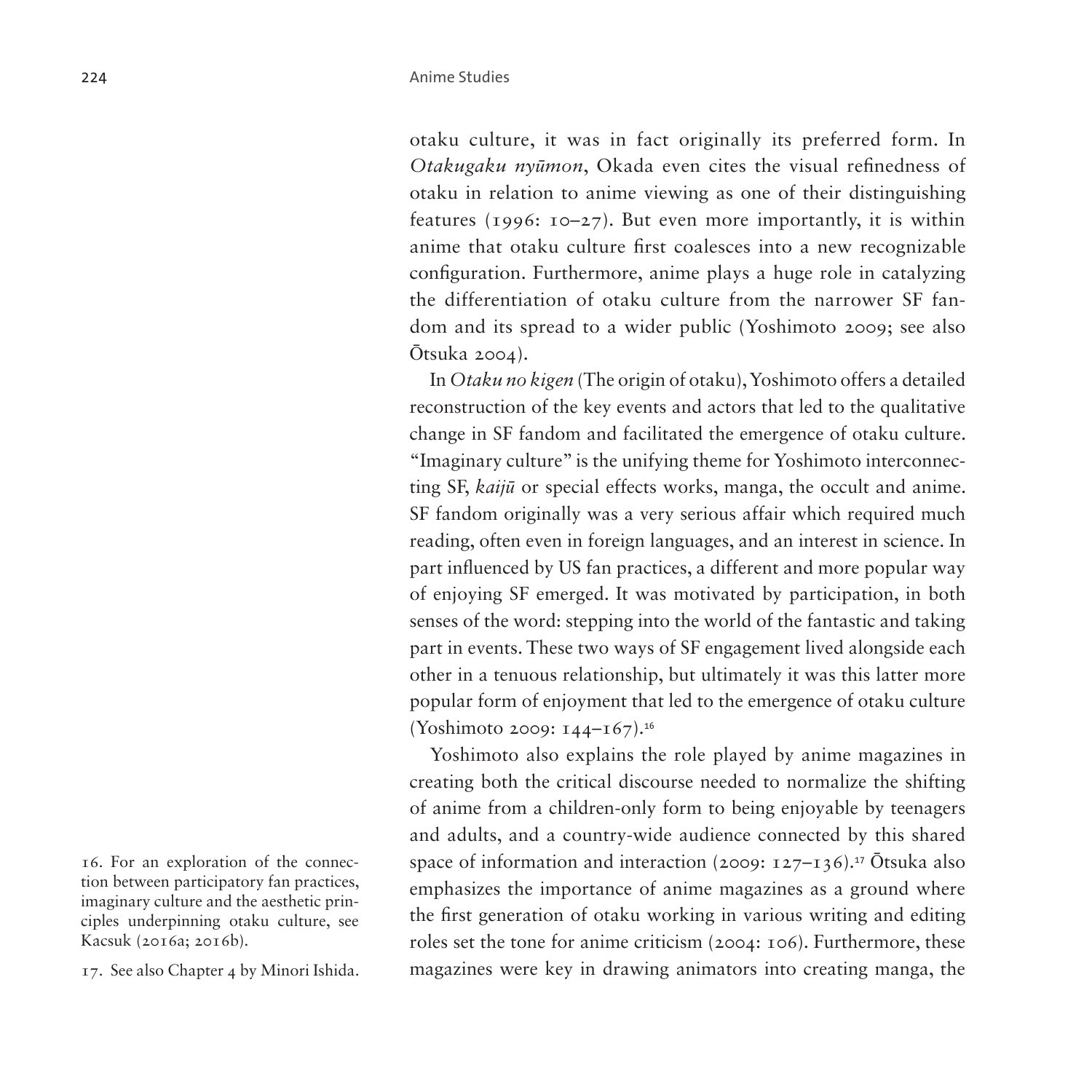otaku culture, it was in fact originally its preferred form. In *Otakugaku nyūmon*, Okada even cites the visual refinedness of otaku in relation to anime viewing as one of their distinguishing features (1996: 10–27). But even more importantly, it is within anime that otaku culture first coalesces into a new recognizable configuration. Furthermore, anime plays a huge role in catalyzing the differentiation of otaku culture from the narrower SF fandom and its spread to a wider public (Yoshimoto 2009; see also Ōtsuka 2004).

In *Otaku no kigen* (The origin of otaku), Yoshimoto offers a detailed reconstruction of the key events and actors that led to the qualitative change in SF fandom and facilitated the emergence of otaku culture. "Imaginary culture" is the unifying theme for Yoshimoto interconnecting SF, *kaijū* or special effects works, manga, the occult and anime. SF fandom originally was a very serious affair which required much reading, often even in foreign languages, and an interest in science. In part influenced by US fan practices, a different and more popular way of enjoying SF emerged. It was motivated by participation, in both senses of the word: stepping into the world of the fantastic and taking part in events. These two ways of SF engagement lived alongside each other in a tenuous relationship, but ultimately it was this latter more popular form of enjoyment that led to the emergence of otaku culture (Yoshimoto 2009: 144–167).[16]

Yoshimoto also explains the role played by anime magazines in creating both the critical discourse needed to normalize the shifting of anime from a children-only form to being enjoyable by teenagers and adults, and a country-wide audience connected by this shared space of information and interaction (2009: 127–136).[17] Ōtsuka also emphasizes the importance of anime magazines as a ground where the first generation of otaku working in various writing and editing roles set the tone for anime criticism (2004: 106). Furthermore, these magazines were key in drawing animators into creating manga, the

16. For an exploration of the connection between participatory fan practices, imaginary culture and the aesthetic principles underpinning otaku culture, see Kacsuk (2016a; 2016b).

17. See also Chapter 4 by Minori Ishida.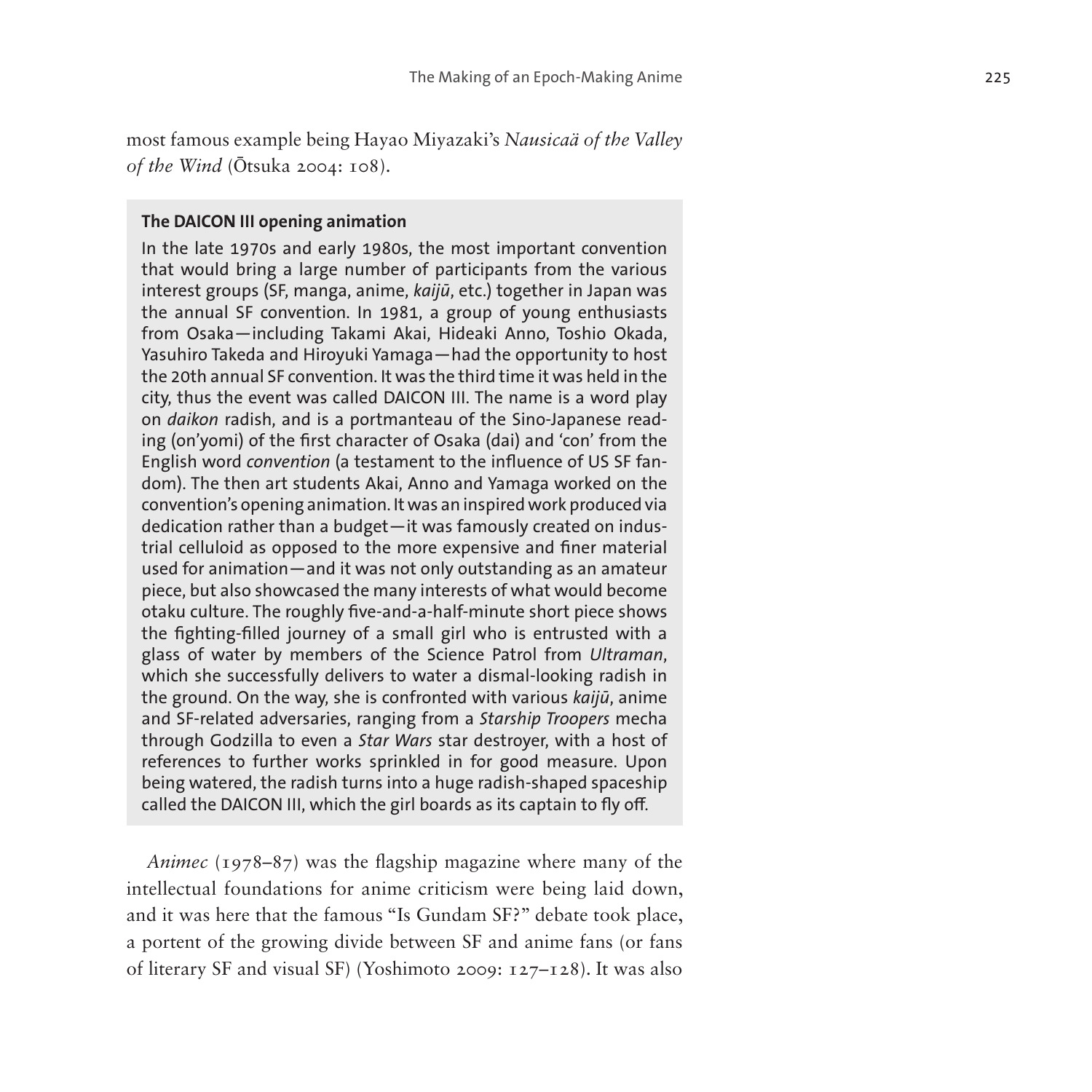most famous example being Hayao Miyazaki's *Nausicaä of the Valley of the Wind* (Ōtsuka 2004: 108).

**The DAICON III opening animation**

In the late 1970s and early 1980s, the most important convention that would bring a large number of participants from the various interest groups (SF, manga, anime, *kaijū*, etc.) together in Japan was the annual SF convention. In 1981, a group of young enthusiasts from Osaka—including Takami Akai, Hideaki Anno, Toshio Okada, Yasuhiro Takeda and Hiroyuki Yamaga—had the opportunity to host the 20th annual SF convention. It was the third time it was held in the city, thus the event was called DAICON III. The name is a word play on *daikon* radish, and is a portmanteau of the Sino-Japanese reading (on'yomi) of the first character of Osaka (dai) and 'con' from the English word *convention* (a testament to the influence of US SF fandom). The then art students Akai, Anno and Yamaga worked on the convention's opening animation. It was an inspired work produced via dedication rather than a budget—it was famously created on industrial celluloid as opposed to the more expensive and finer material used for animation—and it was not only outstanding as an amateur piece, but also showcased the many interests of what would become otaku culture. The roughly five-and-a-half-minute short piece shows the fighting-filled journey of a small girl who is entrusted with a glass of water by members of the Science Patrol from *Ultraman*, which she successfully delivers to water a dismal-looking radish in the ground. On the way, she is confronted with various *kaijū*, anime and SF-related adversaries, ranging from a *Starship Troopers* mecha through Godzilla to even a *Star Wars* star destroyer, with a host of references to further works sprinkled in for good measure. Upon being watered, the radish turns into a huge radish-shaped spaceship called the DAICON III, which the girl boards as its captain to fly off.

*Animec* (1978–87) was the flagship magazine where many of the intellectual foundations for anime criticism were being laid down, and it was here that the famous "Is Gundam SF?" debate took place, a portent of the growing divide between SF and anime fans (or fans of literary SF and visual SF) (Yoshimoto 2009: 127–128). It was also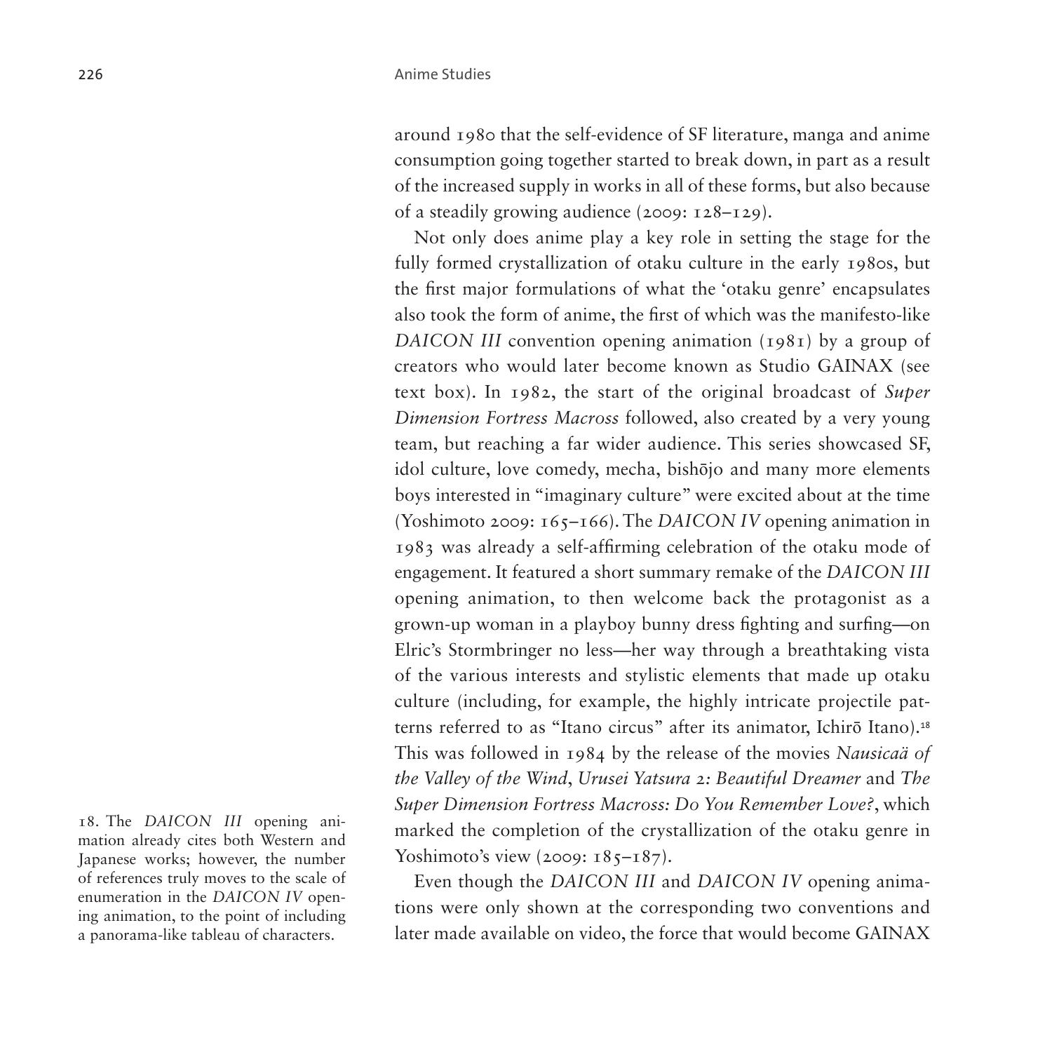around 1980 that the self-evidence of SF literature, manga and anime consumption going together started to break down, in part as a result of the increased supply in works in all of these forms, but also because of a steadily growing audience (2009: 128–129).

Not only does anime play a key role in setting the stage for the fully formed crystallization of otaku culture in the early 1980s, but the first major formulations of what the 'otaku genre' encapsulates also took the form of anime, the first of which was the manifesto-like *DAICON III* convention opening animation (1981) by a group of creators who would later become known as Studio GAINAX (see text box). In 1982, the start of the original broadcast of *Super Dimension Fortress Macross* followed, also created by a very young team, but reaching a far wider audience. This series showcased SF, idol culture, love comedy, mecha, bishōjo and many more elements boys interested in "imaginary culture" were excited about at the time (Yoshimoto 2009: 165–166). The *DAICON IV* opening animation in 1983 was already a self-affirming celebration of the otaku mode of engagement. It featured a short summary remake of the *DAICON III* opening animation, to then welcome back the protagonist as a grown-up woman in a playboy bunny dress fighting and surfing—on Elric's Stormbringer no less—her way through a breathtaking vista of the various interests and stylistic elements that made up otaku culture (including, for example, the highly intricate projectile patterns referred to as "Itano circus" after its animator, Ichirō Itano).[18] This was followed in 1984 by the release of the movies *Nausicaä of the Valley of the Wind*, *Urusei Yatsura 2: Beautiful Dreamer* and *The Super Dimension Fortress Macross: Do You Remember Love?*, which marked the completion of the crystallization of the otaku genre in Yoshimoto's view (2009: 185–187).

Even though the *DAICON III* and *DAICON IV* opening animations were only shown at the corresponding two conventions and later made available on video, the force that would become GAINAX

18. The *DAICON III* opening animation already cites both Western and Japanese works; however, the number of references truly moves to the scale of enumeration in the *DAICON IV* opening animation, to the point of including a panorama-like tableau of characters.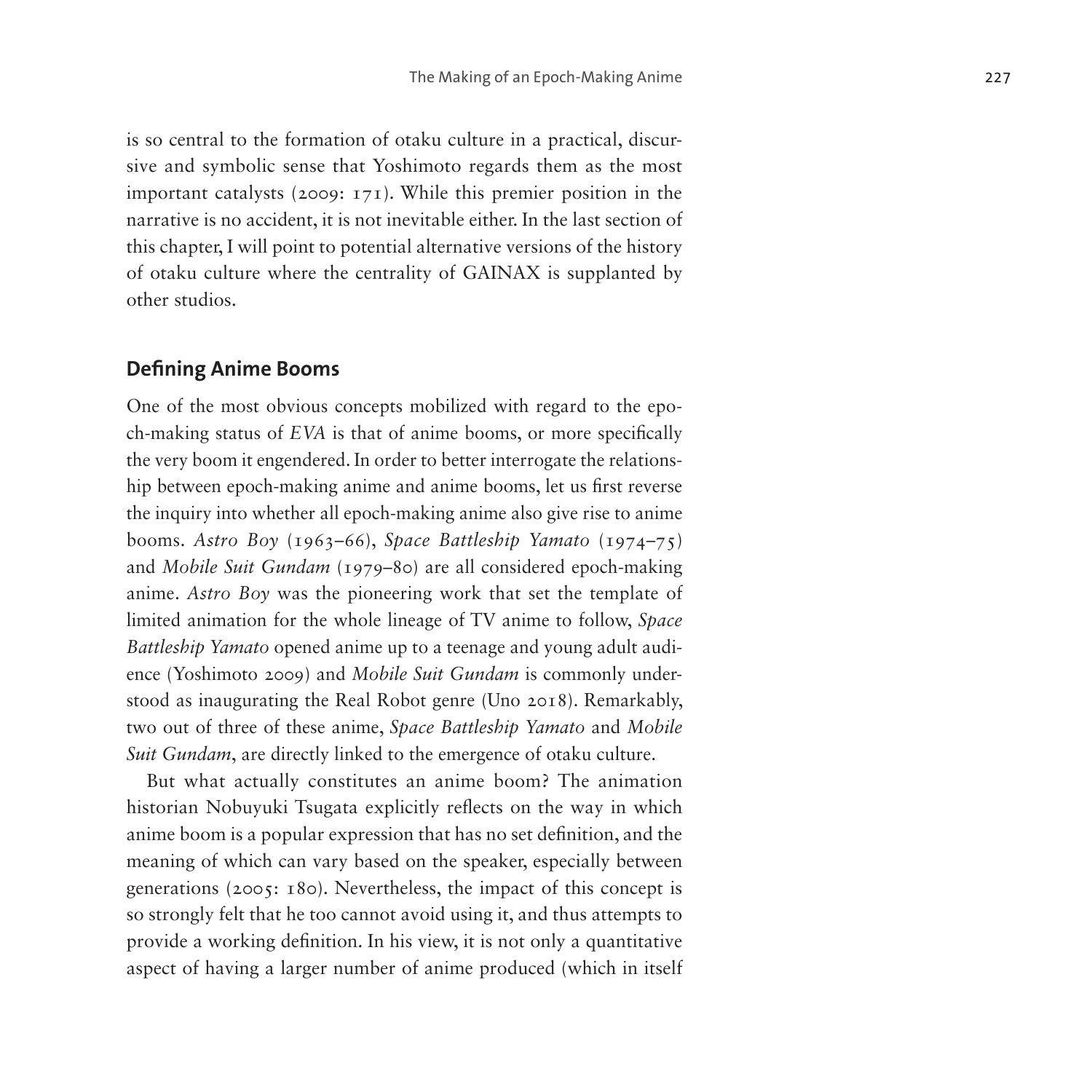is so central to the formation of otaku culture in a practical, discursive and symbolic sense that Yoshimoto regards them as the most important catalysts (2009: 171). While this premier position in the narrative is no accident, it is not inevitable either. In the last section of this chapter, I will point to potential alternative versions of the history of otaku culture where the centrality of GAINAX is supplanted by other studios.

## Defining Anime Booms

One of the most obvious concepts mobilized with regard to the epoch-making status of *EVA* is that of anime booms, or more specifically the very boom it engendered. In order to better interrogate the relationship between epoch-making anime and anime booms, let us first reverse the inquiry into whether all epoch-making anime also give rise to anime booms. *Astro Boy* (1963–66), *Space Battleship Yamato* (1974–75) and *Mobile Suit Gundam* (1979–80) are all considered epoch-making anime. *Astro Boy* was the pioneering work that set the template of limited animation for the whole lineage of TV anime to follow, *Space Battleship Yamato* opened anime up to a teenage and young adult audience (Yoshimoto 2009) and *Mobile Suit Gundam* is commonly understood as inaugurating the Real Robot genre (Uno 2018). Remarkably, two out of three of these anime, *Space Battleship Yamato* and *Mobile Suit Gundam*, are directly linked to the emergence of otaku culture.

But what actually constitutes an anime boom? The animation historian Nobuyuki Tsugata explicitly reflects on the way in which anime boom is a popular expression that has no set definition, and the meaning of which can vary based on the speaker, especially between generations (2005: 180). Nevertheless, the impact of this concept is so strongly felt that he too cannot avoid using it, and thus attempts to provide a working definition. In his view, it is not only a quantitative aspect of having a larger number of anime produced (which in itself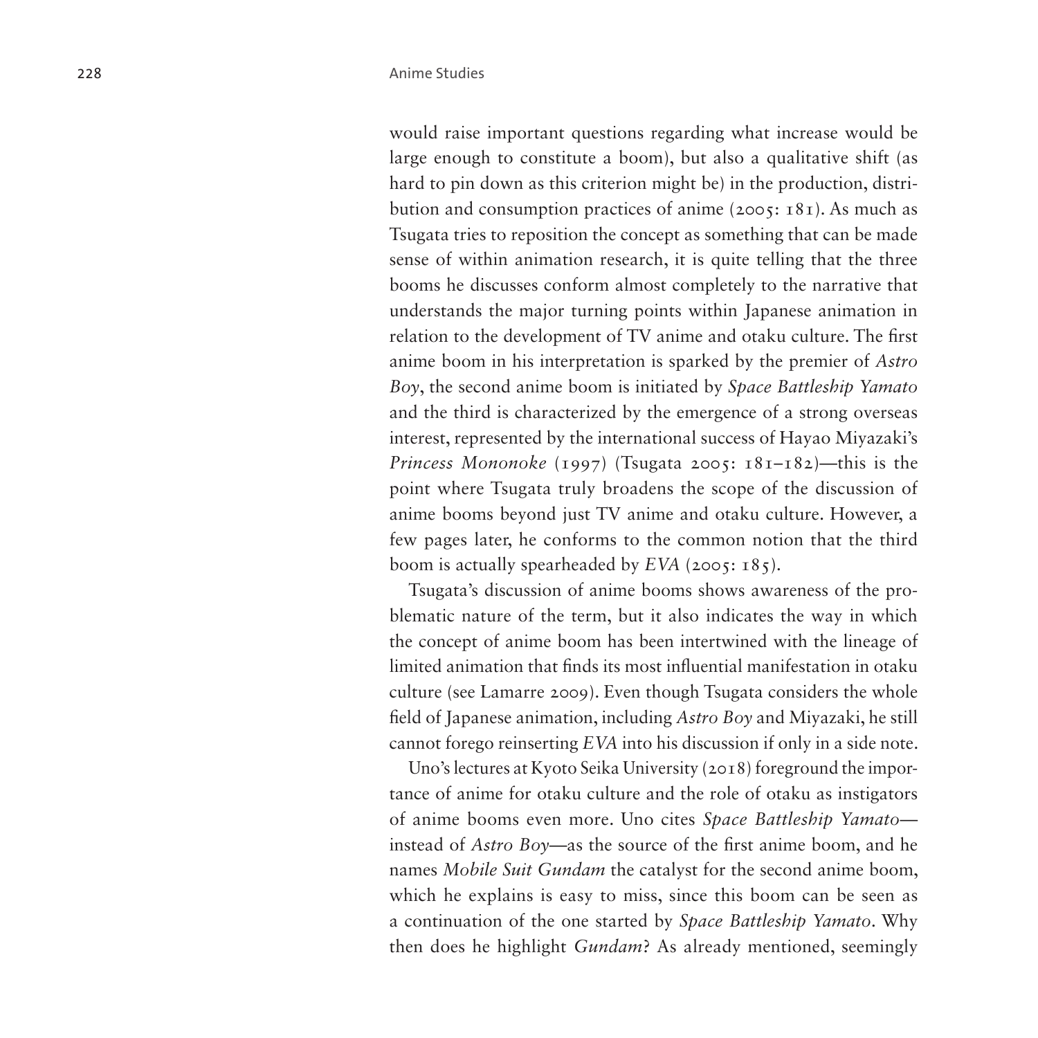would raise important questions regarding what increase would be large enough to constitute a boom), but also a qualitative shift (as hard to pin down as this criterion might be) in the production, distribution and consumption practices of anime (2005: 181). As much as Tsugata tries to reposition the concept as something that can be made sense of within animation research, it is quite telling that the three booms he discusses conform almost completely to the narrative that understands the major turning points within Japanese animation in relation to the development of TV anime and otaku culture. The first anime boom in his interpretation is sparked by the premier of *Astro Boy*, the second anime boom is initiated by *Space Battleship Yamato* and the third is characterized by the emergence of a strong overseas interest, represented by the international success of Hayao Miyazaki's *Princess Mononoke* (1997) (Tsugata 2005: 181–182)—this is the point where Tsugata truly broadens the scope of the discussion of anime booms beyond just TV anime and otaku culture. However, a few pages later, he conforms to the common notion that the third boom is actually spearheaded by *EVA* (2005: 185).

Tsugata's discussion of anime booms shows awareness of the problematic nature of the term, but it also indicates the way in which the concept of anime boom has been intertwined with the lineage of limited animation that finds its most influential manifestation in otaku culture (see Lamarre 2009). Even though Tsugata considers the whole field of Japanese animation, including *Astro Boy* and Miyazaki, he still cannot forego reinserting *EVA* into his discussion if only in a side note.

Uno's lectures at Kyoto Seika University (2018) foreground the importance of anime for otaku culture and the role of otaku as instigators of anime booms even more. Uno cites *Space Battleship Yamato*—instead of *Astro Boy*—as the source of the first anime boom, and he names *Mobile Suit Gundam* the catalyst for the second anime boom, which he explains is easy to miss, since this boom can be seen as a continuation of the one started by *Space Battleship Yamato*. Why then does he highlight *Gundam*? As already mentioned, seemingly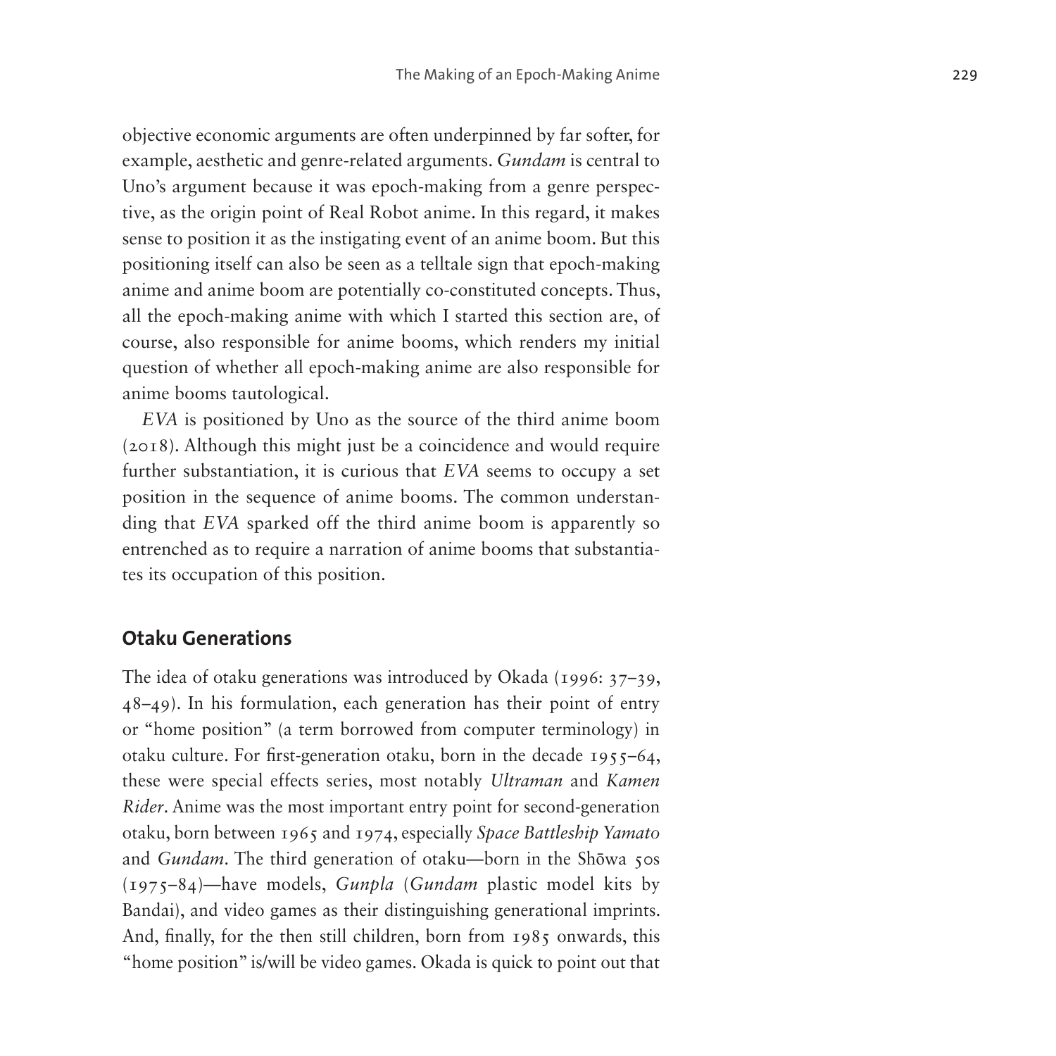objective economic arguments are often underpinned by far softer, for example, aesthetic and genre-related arguments. *Gundam* is central to Uno's argument because it was epoch-making from a genre perspective, as the origin point of Real Robot anime. In this regard, it makes sense to position it as the instigating event of an anime boom. But this positioning itself can also be seen as a telltale sign that epoch-making anime and anime boom are potentially co-constituted concepts. Thus, all the epoch-making anime with which I started this section are, of course, also responsible for anime booms, which renders my initial question of whether all epoch-making anime are also responsible for anime booms tautological.

*EVA* is positioned by Uno as the source of the third anime boom (2018). Although this might just be a coincidence and would require further substantiation, it is curious that *EVA* seems to occupy a set position in the sequence of anime booms. The common understanding that *EVA* sparked off the third anime boom is apparently so entrenched as to require a narration of anime booms that substantiates its occupation of this position.

## Otaku Generations

The idea of otaku generations was introduced by Okada (1996: 37–39, 48–49). In his formulation, each generation has their point of entry or "home position" (a term borrowed from computer terminology) in otaku culture. For first-generation otaku, born in the decade 1955–64, these were special effects series, most notably *Ultraman* and *Kamen Rider*. Anime was the most important entry point for second-generation otaku, born between 1965 and 1974, especially *Space Battleship Yamato* and *Gundam*. The third generation of otaku—born in the Shōwa 50s (1975–84)—have models, *Gunpla* (*Gundam* plastic model kits by Bandai), and video games as their distinguishing generational imprints. And, finally, for the then still children, born from 1985 onwards, this "home position" is/will be video games. Okada is quick to point out that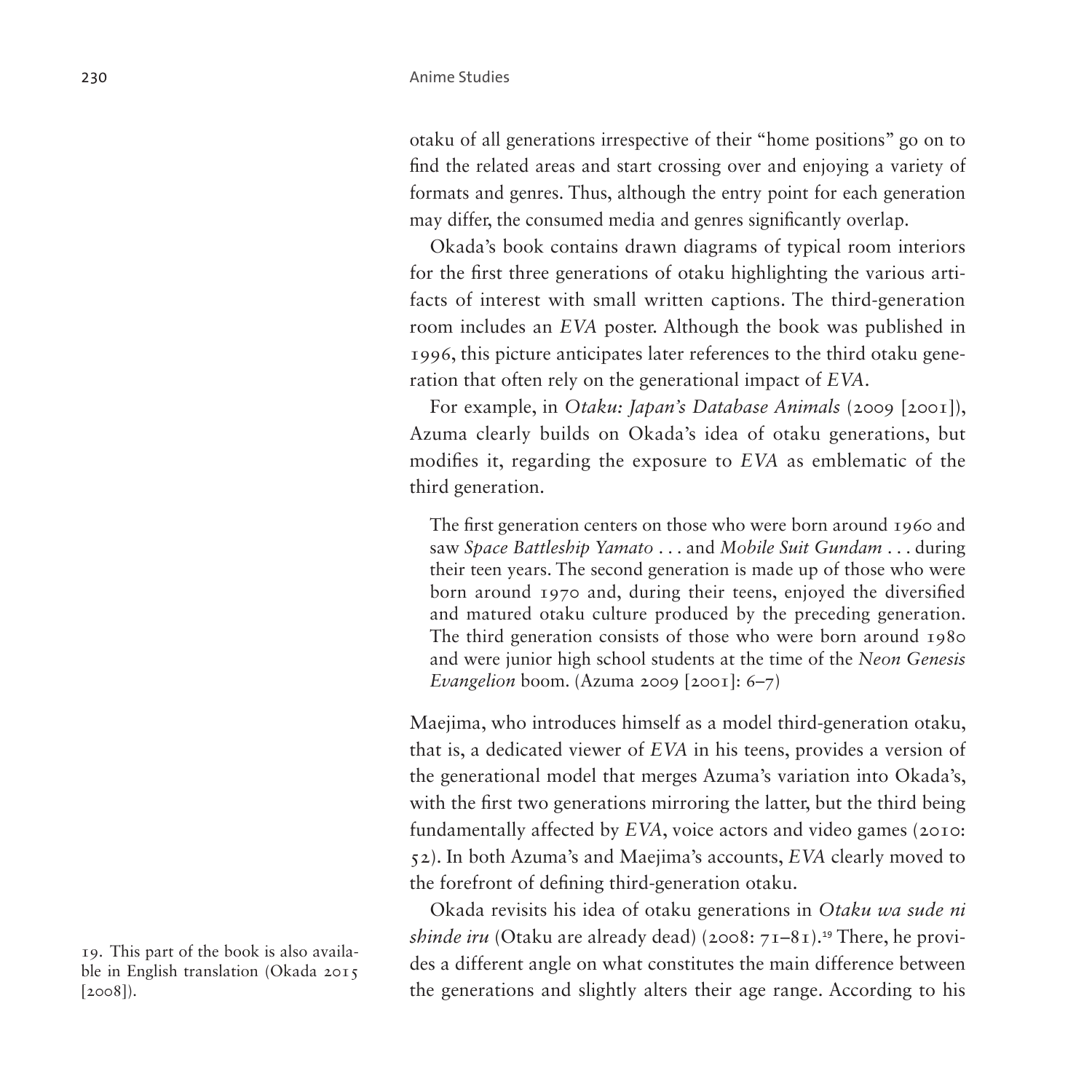otaku of all generations irrespective of their "home positions" go on to find the related areas and start crossing over and enjoying a variety of formats and genres. Thus, although the entry point for each generation may differ, the consumed media and genres significantly overlap.

Okada's book contains drawn diagrams of typical room interiors for the first three generations of otaku highlighting the various artifacts of interest with small written captions. The third-generation room includes an *EVA* poster. Although the book was published in 1996, this picture anticipates later references to the third otaku generation that often rely on the generational impact of *EVA*.

For example, in *Otaku: Japan's Database Animals* (2009 [2001]), Azuma clearly builds on Okada's idea of otaku generations, but modifies it, regarding the exposure to *EVA* as emblematic of the third generation.

> The first generation centers on those who were born around 1960 and saw *Space Battleship Yamato* . . . and *Mobile Suit Gundam* . . . during their teen years. The second generation is made up of those who were born around 1970 and, during their teens, enjoyed the diversified and matured otaku culture produced by the preceding generation. The third generation consists of those who were born around 1980 and were junior high school students at the time of the *Neon Genesis Evangelion* boom. (Azuma 2009 [2001]: 6–7)

Maejima, who introduces himself as a model third-generation otaku, that is, a dedicated viewer of *EVA* in his teens, provides a version of the generational model that merges Azuma's variation into Okada's, with the first two generations mirroring the latter, but the third being fundamentally affected by *EVA*, voice actors and video games (2010: 52). In both Azuma's and Maejima's accounts, *EVA* clearly moved to the forefront of defining third-generation otaku.

Okada revisits his idea of otaku generations in *Otaku wa sude ni shinde iru* (Otaku are already dead) (2008: 71–81).[19] There, he provides a different angle on what constitutes the main difference between the generations and slightly alters their age range. According to his

19. This part of the book is also available in English translation (Okada 2015 [2008]).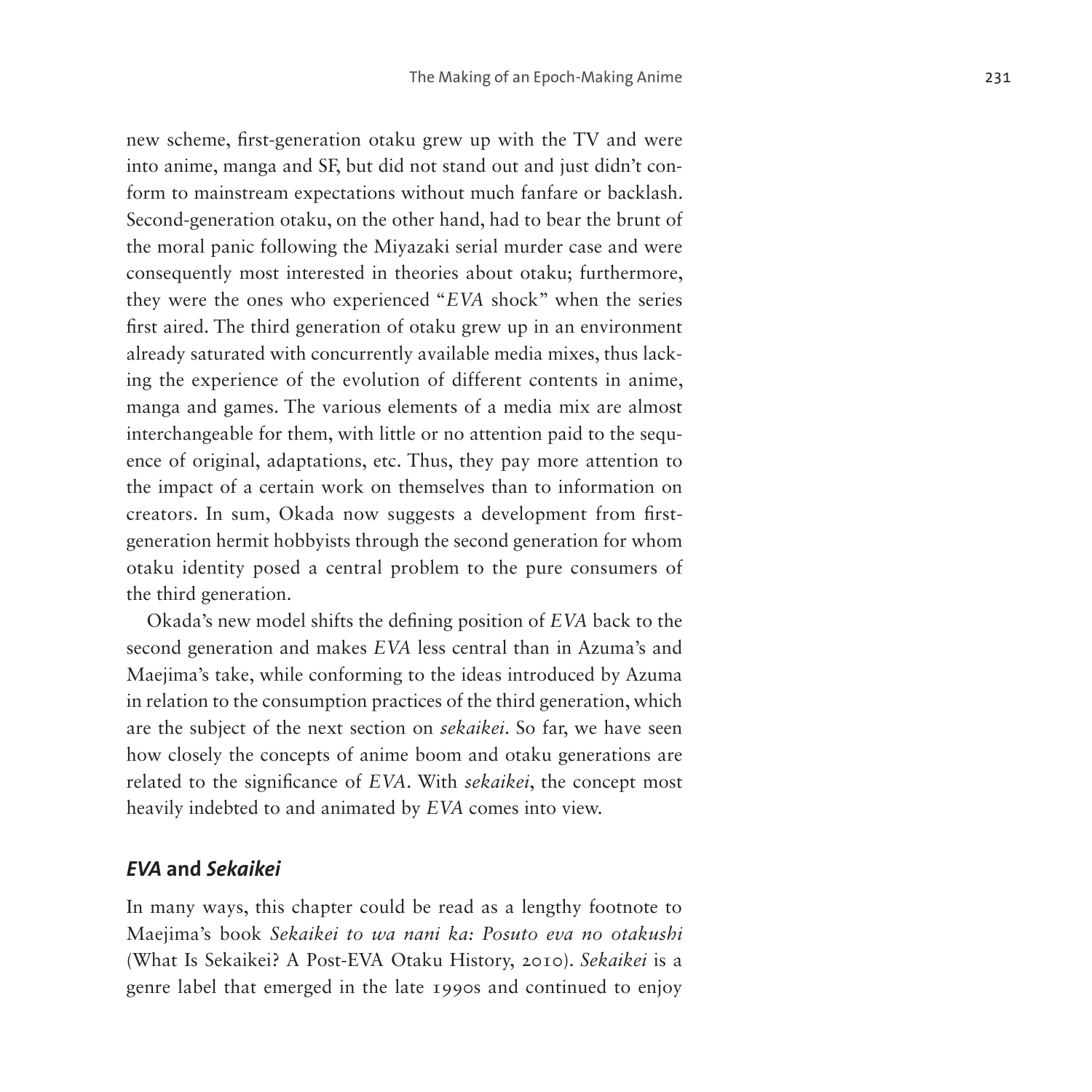new scheme, first-generation otaku grew up with the TV and were into anime, manga and SF, but did not stand out and just didn't conform to mainstream expectations without much fanfare or backlash. Second-generation otaku, on the other hand, had to bear the brunt of the moral panic following the Miyazaki serial murder case and were consequently most interested in theories about otaku; furthermore, they were the ones who experienced "*EVA* shock" when the series first aired. The third generation of otaku grew up in an environment already saturated with concurrently available media mixes, thus lacking the experience of the evolution of different contents in anime, manga and games. The various elements of a media mix are almost interchangeable for them, with little or no attention paid to the sequence of original, adaptations, etc. Thus, they pay more attention to the impact of a certain work on themselves than to information on creators. In sum, Okada now suggests a development from first-generation hermit hobbyists through the second generation for whom otaku identity posed a central problem to the pure consumers of the third generation.

Okada's new model shifts the defining position of *EVA* back to the second generation and makes *EVA* less central than in Azuma's and Maejima's take, while conforming to the ideas introduced by Azuma in relation to the consumption practices of the third generation, which are the subject of the next section on *sekaikei*. So far, we have seen how closely the concepts of anime boom and otaku generations are related to the significance of *EVA*. With *sekaikei*, the concept most heavily indebted to and animated by *EVA* comes into view.

## *EVA* and *Sekaikei*

In many ways, this chapter could be read as a lengthy footnote to Maejima's book *Sekaikei to wa nani ka: Posuto eva no otakushi* (What Is Sekaikei? A Post-EVA Otaku History, 2010). *Sekaikei* is a genre label that emerged in the late 1990s and continued to enjoy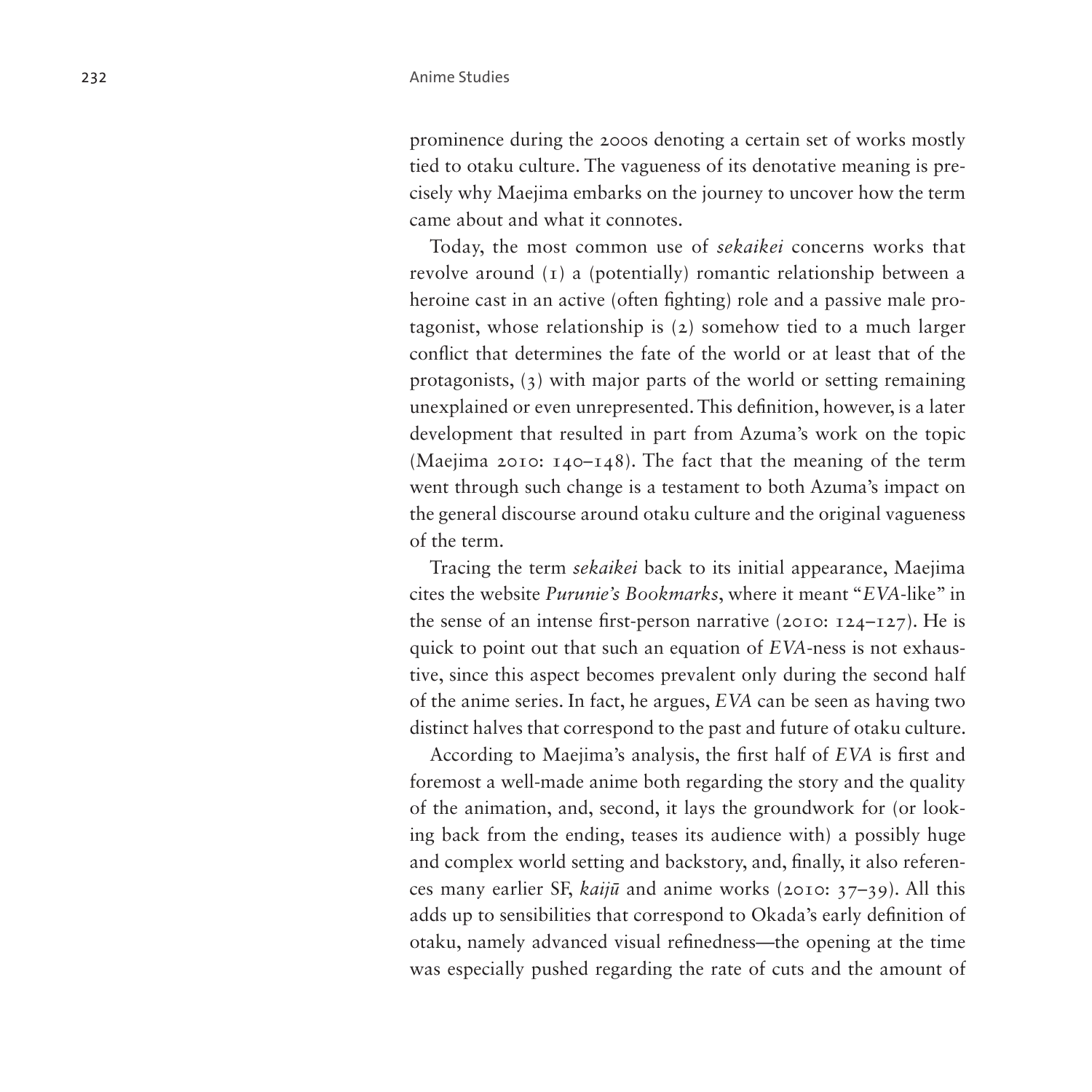prominence during the 2000s denoting a certain set of works mostly tied to otaku culture. The vagueness of its denotative meaning is precisely why Maejima embarks on the journey to uncover how the term came about and what it connotes.

Today, the most common use of *sekaikei* concerns works that revolve around (1) a (potentially) romantic relationship between a heroine cast in an active (often fighting) role and a passive male protagonist, whose relationship is (2) somehow tied to a much larger conflict that determines the fate of the world or at least that of the protagonists, (3) with major parts of the world or setting remaining unexplained or even unrepresented. This definition, however, is a later development that resulted in part from Azuma's work on the topic (Maejima 2010: 140–148). The fact that the meaning of the term went through such change is a testament to both Azuma's impact on the general discourse around otaku culture and the original vagueness of the term.

Tracing the term *sekaikei* back to its initial appearance, Maejima cites the website *Purunie's Bookmarks*, where it meant "*EVA*-like" in the sense of an intense first-person narrative (2010: 124–127). He is quick to point out that such an equation of *EVA*-ness is not exhaustive, since this aspect becomes prevalent only during the second half of the anime series. In fact, he argues, *EVA* can be seen as having two distinct halves that correspond to the past and future of otaku culture.

According to Maejima's analysis, the first half of *EVA* is first and foremost a well-made anime both regarding the story and the quality of the animation, and, second, it lays the groundwork for (or looking back from the ending, teases its audience with) a possibly huge and complex world setting and backstory, and, finally, it also references many earlier SF, *kaijū* and anime works (2010: 37–39). All this adds up to sensibilities that correspond to Okada's early definition of otaku, namely advanced visual refinedness—the opening at the time was especially pushed regarding the rate of cuts and the amount of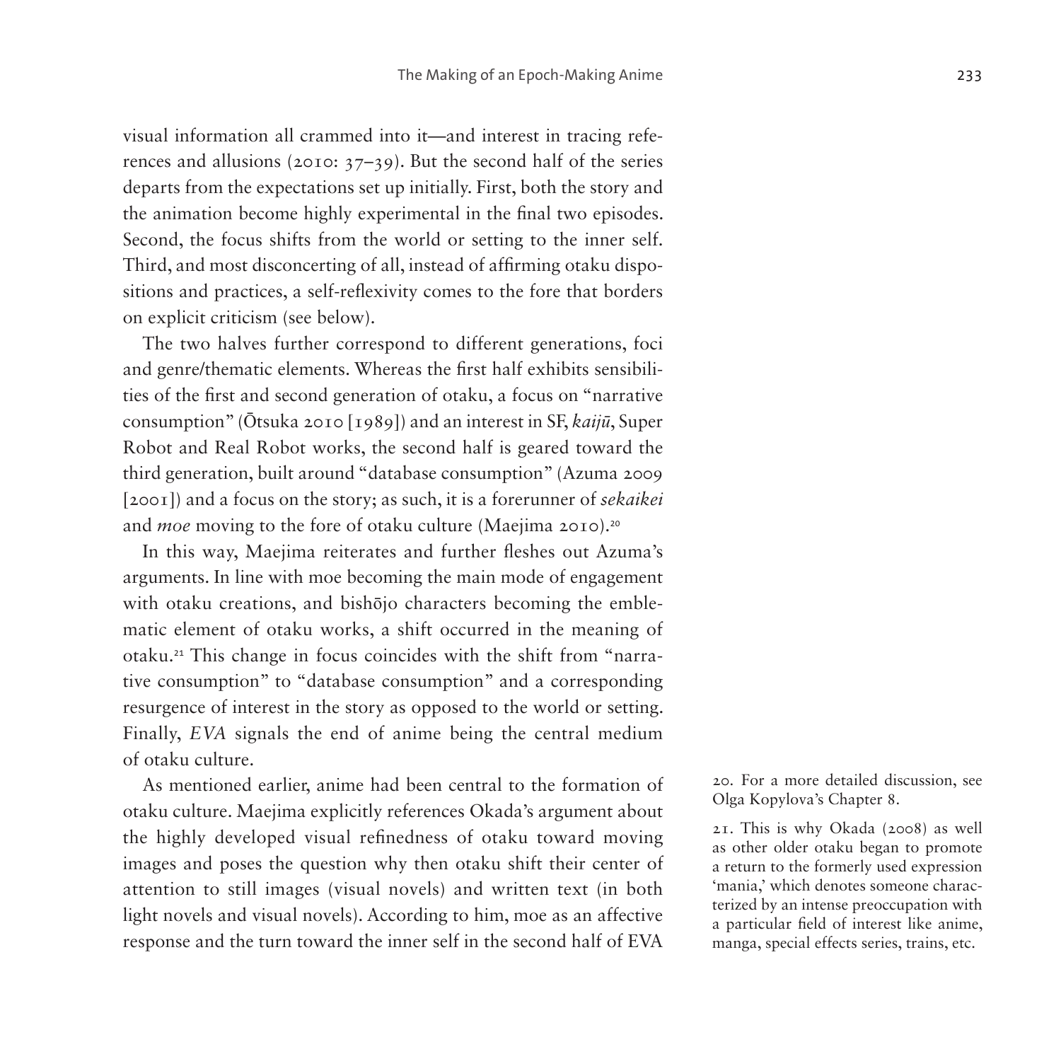visual information all crammed into it—and interest in tracing references and allusions (2010: 37–39). But the second half of the series departs from the expectations set up initially. First, both the story and the animation become highly experimental in the final two episodes. Second, the focus shifts from the world or setting to the inner self. Third, and most disconcerting of all, instead of affirming otaku dispositions and practices, a self-reflexivity comes to the fore that borders on explicit criticism (see below).

The two halves further correspond to different generations, foci and genre/thematic elements. Whereas the first half exhibits sensibilities of the first and second generation of otaku, a focus on "narrative consumption" (Ōtsuka 2010 [1989]) and an interest in SF, *kaijū*, Super Robot and Real Robot works, the second half is geared toward the third generation, built around "database consumption" (Azuma 2009 [2001]) and a focus on the story; as such, it is a forerunner of *sekaikei* and *moe* moving to the fore of otaku culture (Maejima 2010).[20]

In this way, Maejima reiterates and further fleshes out Azuma's arguments. In line with moe becoming the main mode of engagement with otaku creations, and bishōjo characters becoming the emblematic element of otaku works, a shift occurred in the meaning of otaku.[21] This change in focus coincides with the shift from "narrative consumption" to "database consumption" and a corresponding resurgence of interest in the story as opposed to the world or setting. Finally, *EVA* signals the end of anime being the central medium of otaku culture.

As mentioned earlier, anime had been central to the formation of otaku culture. Maejima explicitly references Okada's argument about the highly developed visual refinedness of otaku toward moving images and poses the question why then otaku shift their center of attention to still images (visual novels) and written text (in both light novels and visual novels). According to him, moe as an affective response and the turn toward the inner self in the second half of EVA

20. For a more detailed discussion, see Olga Kopylova's Chapter 8.

21. This is why Okada (2008) as well as other older otaku began to promote a return to the formerly used expression 'mania,' which denotes someone characterized by an intense preoccupation with a particular field of interest like anime, manga, special effects series, trains, etc.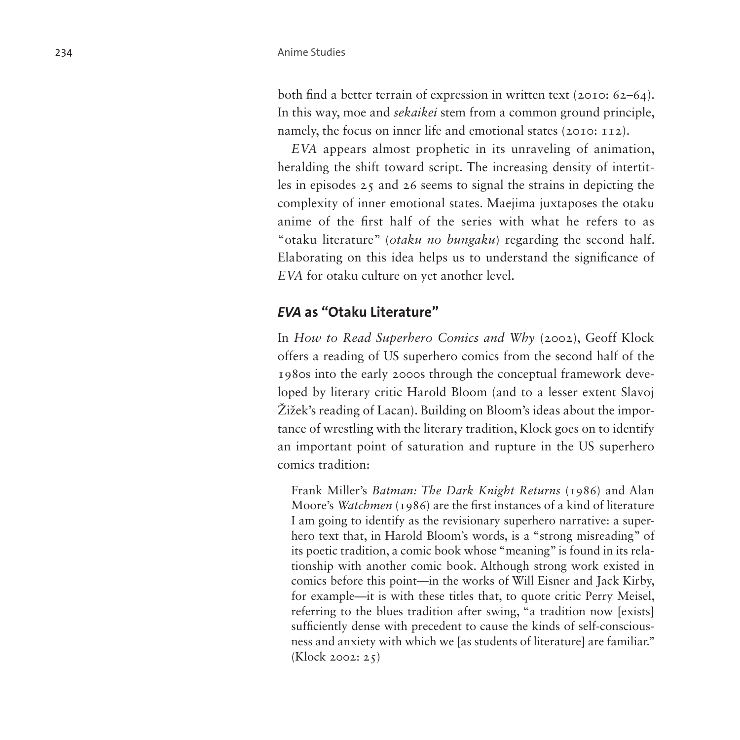both find a better terrain of expression in written text (2010: 62–64). In this way, moe and *sekaikei* stem from a common ground principle, namely, the focus on inner life and emotional states (2010: 112).

*EVA* appears almost prophetic in its unraveling of animation, heralding the shift toward script. The increasing density of intertitles in episodes 25 and 26 seems to signal the strains in depicting the complexity of inner emotional states. Maejima juxtaposes the otaku anime of the first half of the series with what he refers to as "otaku literature" (*otaku no bungaku*) regarding the second half. Elaborating on this idea helps us to understand the significance of *EVA* for otaku culture on yet another level.

## *EVA* as "Otaku Literature"

In *How to Read Superhero Comics and Why* (2002), Geoff Klock offers a reading of US superhero comics from the second half of the 1980s into the early 2000s through the conceptual framework developed by literary critic Harold Bloom (and to a lesser extent Slavoj Žižek's reading of Lacan). Building on Bloom's ideas about the importance of wrestling with the literary tradition, Klock goes on to identify an important point of saturation and rupture in the US superhero comics tradition:

> Frank Miller's *Batman: The Dark Knight Returns* (1986) and Alan Moore's *Watchmen* (1986) are the first instances of a kind of literature I am going to identify as the revisionary superhero narrative: a superhero text that, in Harold Bloom's words, is a "strong misreading" of its poetic tradition, a comic book whose "meaning" is found in its relationship with another comic book. Although strong work existed in comics before this point—in the works of Will Eisner and Jack Kirby, for example—it is with these titles that, to quote critic Perry Meisel, referring to the blues tradition after swing, "a tradition now [exists] sufficiently dense with precedent to cause the kinds of self-consciousness and anxiety with which we [as students of literature] are familiar." (Klock 2002: 25)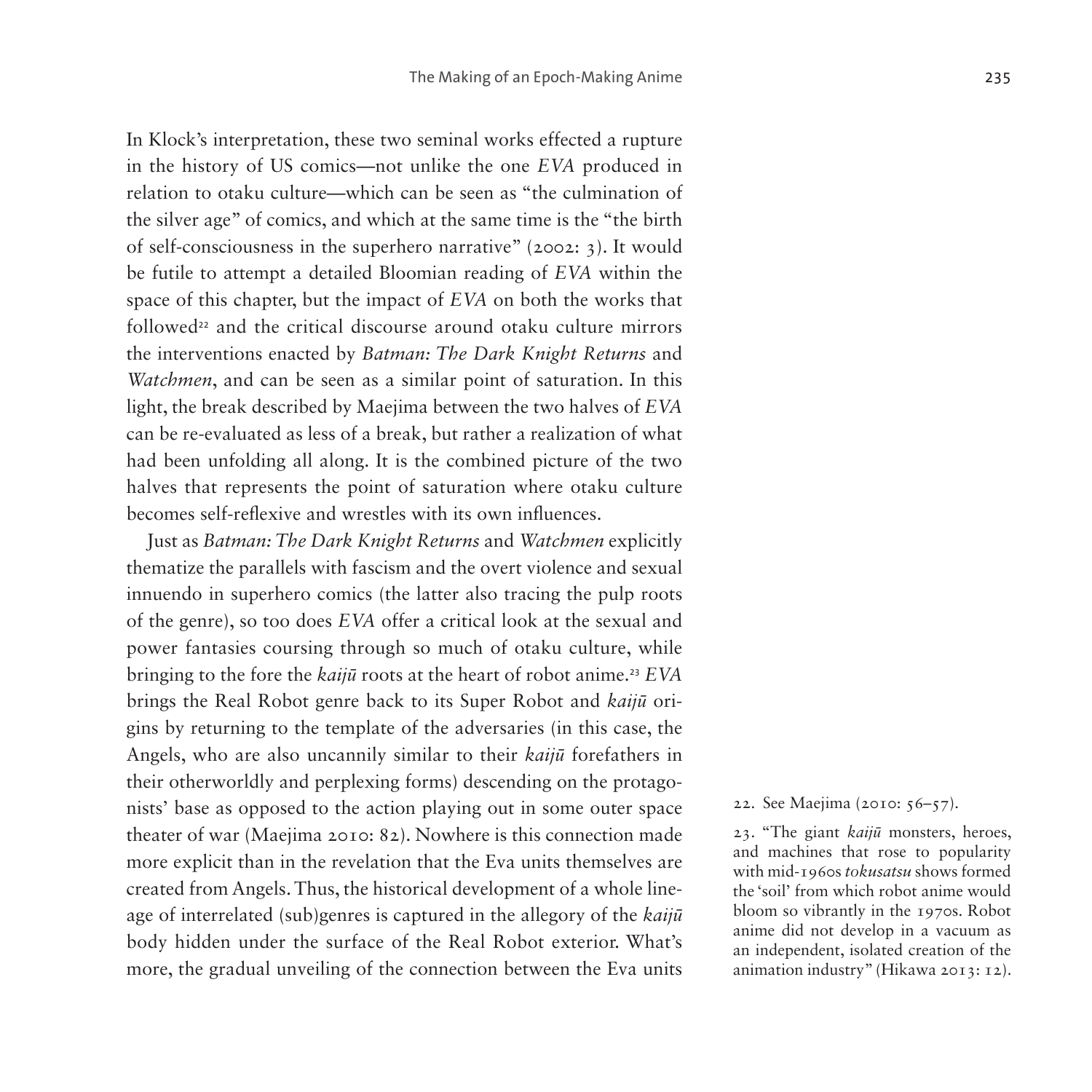In Klock's interpretation, these two seminal works effected a rupture in the history of US comics—not unlike the one *EVA* produced in relation to otaku culture—which can be seen as "the culmination of the silver age" of comics, and which at the same time is the "the birth of self-consciousness in the superhero narrative" (2002: 3). It would be futile to attempt a detailed Bloomian reading of *EVA* within the space of this chapter, but the impact of *EVA* on both the works that followed[22] and the critical discourse around otaku culture mirrors the interventions enacted by *Batman: The Dark Knight Returns* and *Watchmen*, and can be seen as a similar point of saturation. In this light, the break described by Maejima between the two halves of *EVA* can be re-evaluated as less of a break, but rather a realization of what had been unfolding all along. It is the combined picture of the two halves that represents the point of saturation where otaku culture becomes self-reflexive and wrestles with its own influences.

Just as *Batman: The Dark Knight Returns* and *Watchmen* explicitly thematize the parallels with fascism and the overt violence and sexual innuendo in superhero comics (the latter also tracing the pulp roots of the genre), so too does *EVA* offer a critical look at the sexual and power fantasies coursing through so much of otaku culture, while bringing to the fore the *kaijū* roots at the heart of robot anime.[23] *EVA* brings the Real Robot genre back to its Super Robot and *kaijū* origins by returning to the template of the adversaries (in this case, the Angels, who are also uncannily similar to their *kaijū* forefathers in their otherworldly and perplexing forms) descending on the protagonists' base as opposed to the action playing out in some outer space theater of war (Maejima 2010: 82). Nowhere is this connection made more explicit than in the revelation that the Eva units themselves are created from Angels. Thus, the historical development of a whole lineage of interrelated (sub)genres is captured in the allegory of the *kaijū* body hidden under the surface of the Real Robot exterior. What's more, the gradual unveiling of the connection between the Eva units

22. See Maejima (2010: 56–57).

23. "The giant *kaijū* monsters, heroes, and machines that rose to popularity with mid-1960s *tokusatsu* shows formed the 'soil' from which robot anime would bloom so vibrantly in the 1970s. Robot anime did not develop in a vacuum as an independent, isolated creation of the animation industry" (Hikawa 2013: 12).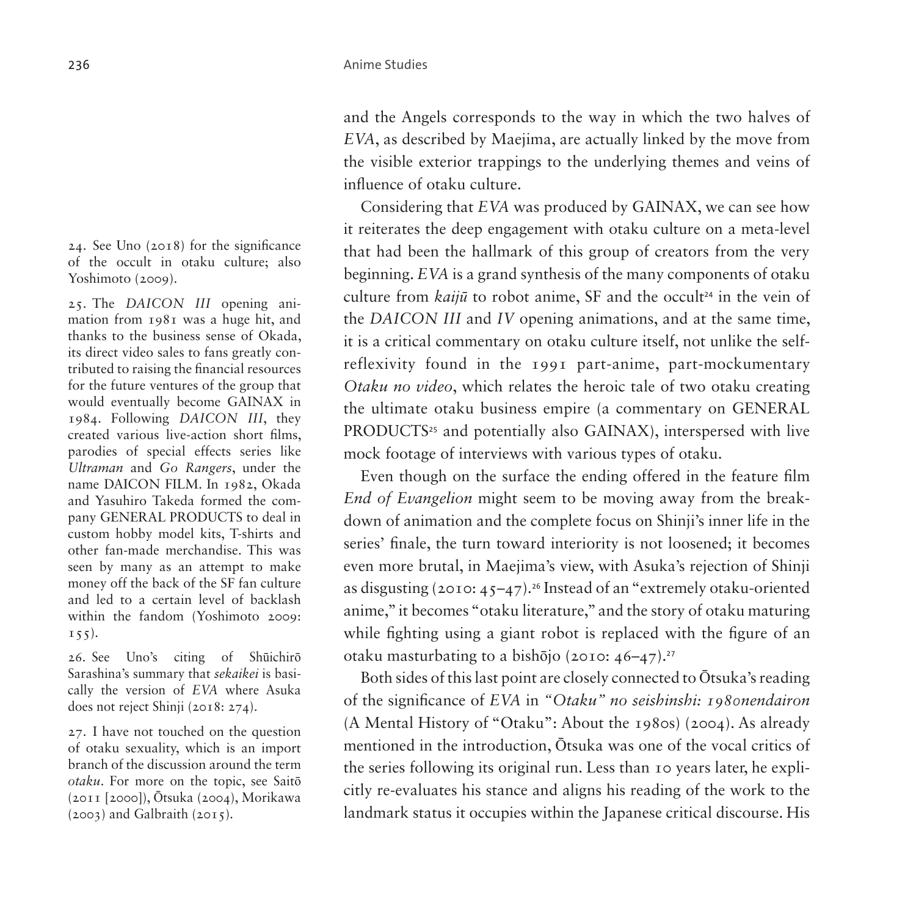and the Angels corresponds to the way in which the two halves of *EVA*, as described by Maejima, are actually linked by the move from the visible exterior trappings to the underlying themes and veins of influence of otaku culture.

Considering that *EVA* was produced by GAINAX, we can see how it reiterates the deep engagement with otaku culture on a meta-level that had been the hallmark of this group of creators from the very beginning. *EVA* is a grand synthesis of the many components of otaku culture from *kaijū* to robot anime, SF and the occult[24] in the vein of the *DAICON III* and *IV* opening animations, and at the same time, it is a critical commentary on otaku culture itself, not unlike the self-reflexivity found in the 1991 part-anime, part-mockumentary *Otaku no video*, which relates the heroic tale of two otaku creating the ultimate otaku business empire (a commentary on GENERAL PRODUCTS[25] and potentially also GAINAX), interspersed with live mock footage of interviews with various types of otaku.

Even though on the surface the ending offered in the feature film *End of Evangelion* might seem to be moving away from the breakdown of animation and the complete focus on Shinji's inner life in the series' finale, the turn toward interiority is not loosened; it becomes even more brutal, in Maejima's view, with Asuka's rejection of Shinji as disgusting (2010: 45–47).[26] Instead of an "extremely otaku-oriented anime," it becomes "otaku literature," and the story of otaku maturing while fighting using a giant robot is replaced with the figure of an otaku masturbating to a bishōjo (2010: 46–47).[27]

Both sides of this last point are closely connected to Ōtsuka's reading of the significance of *EVA* in *"Otaku" no seishinshi: 1980nendairon* (A Mental History of "Otaku": About the 1980s) (2004). As already mentioned in the introduction, Ōtsuka was one of the vocal critics of the series following its original run. Less than 10 years later, he explicitly re-evaluates his stance and aligns his reading of the work to the landmark status it occupies within the Japanese critical discourse. His

24. See Uno (2018) for the significance of the occult in otaku culture; also Yoshimoto (2009).

25. The *DAICON III* opening animation from 1981 was a huge hit, and thanks to the business sense of Okada, its direct video sales to fans greatly contributed to raising the financial resources for the future ventures of the group that would eventually become GAINAX in 1984. Following *DAICON III*, they created various live-action short films, parodies of special effects series like *Ultraman* and *Go Rangers*, under the name DAICON FILM. In 1982, Okada and Yasuhiro Takeda formed the company GENERAL PRODUCTS to deal in custom hobby model kits, T-shirts and other fan-made merchandise. This was seen by many as an attempt to make money off the back of the SF fan culture and led to a certain level of backlash within the fandom (Yoshimoto 2009: 155).

26. See Uno's citing of Shūichirō Sarashina's summary that *sekaikei* is basically the version of *EVA* where Asuka does not reject Shinji (2018: 274).

27. I have not touched on the question of otaku sexuality, which is an import branch of the discussion around the term *otaku*. For more on the topic, see Saitō (2011 [2000]), Ōtsuka (2004), Morikawa (2003) and Galbraith (2015).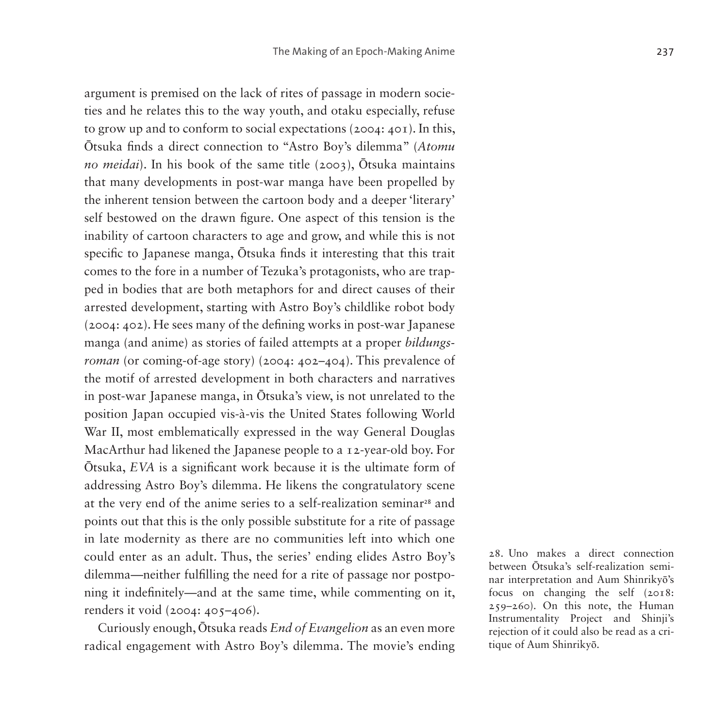argument is premised on the lack of rites of passage in modern societies and he relates this to the way youth, and otaku especially, refuse to grow up and to conform to social expectations (2004: 401). In this, Ōtsuka finds a direct connection to "Astro Boy's dilemma" (*Atomu no meidai*). In his book of the same title (2003), Ōtsuka maintains that many developments in post-war manga have been propelled by the inherent tension between the cartoon body and a deeper 'literary' self bestowed on the drawn figure. One aspect of this tension is the inability of cartoon characters to age and grow, and while this is not specific to Japanese manga, Ōtsuka finds it interesting that this trait comes to the fore in a number of Tezuka's protagonists, who are trapped in bodies that are both metaphors for and direct causes of their arrested development, starting with Astro Boy's childlike robot body (2004: 402). He sees many of the defining works in post-war Japanese manga (and anime) as stories of failed attempts at a proper *bildungsroman* (or coming-of-age story) (2004: 402–404). This prevalence of the motif of arrested development in both characters and narratives in post-war Japanese manga, in Ōtsuka's view, is not unrelated to the position Japan occupied vis-à-vis the United States following World War II, most emblematically expressed in the way General Douglas MacArthur had likened the Japanese people to a 12-year-old boy. For Ōtsuka, *EVA* is a significant work because it is the ultimate form of addressing Astro Boy's dilemma. He likens the congratulatory scene at the very end of the anime series to a self-realization seminar[28] and points out that this is the only possible substitute for a rite of passage in late modernity as there are no communities left into which one could enter as an adult. Thus, the series' ending elides Astro Boy's dilemma—neither fulfilling the need for a rite of passage nor postponing it indefinitely—and at the same time, while commenting on it, renders it void (2004: 405–406).

Curiously enough, Ōtsuka reads *End of Evangelion* as an even more radical engagement with Astro Boy's dilemma. The movie's ending

28. Uno makes a direct connection between Ōtsuka's self-realization seminar interpretation and Aum Shinrikyō's focus on changing the self (2018: 259–260). On this note, the Human Instrumentality Project and Shinji's rejection of it could also be read as a critique of Aum Shinrikyō.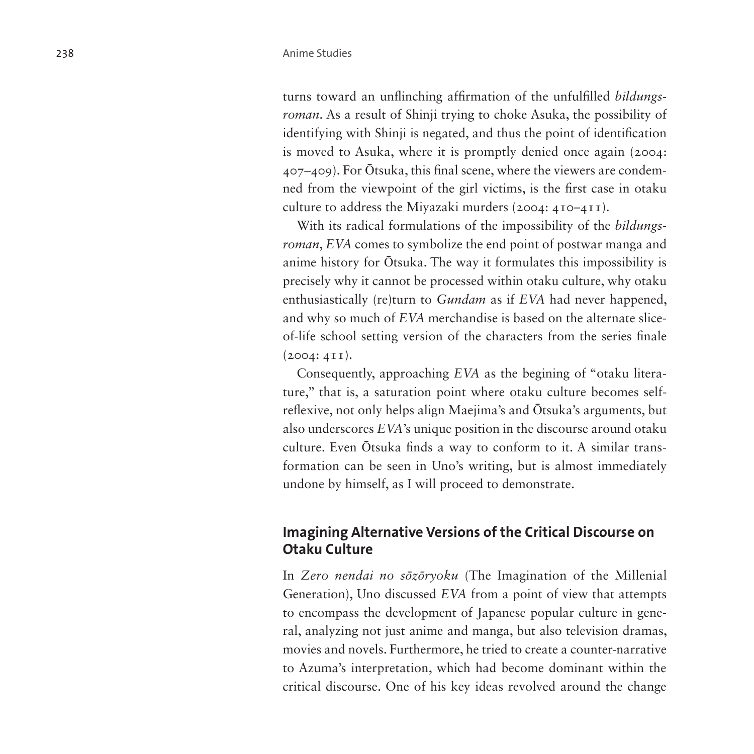turns toward an unflinching affirmation of the unfulfilled *bildungsroman*. As a result of Shinji trying to choke Asuka, the possibility of identifying with Shinji is negated, and thus the point of identification is moved to Asuka, where it is promptly denied once again (2004: 407–409). For Ōtsuka, this final scene, where the viewers are condemned from the viewpoint of the girl victims, is the first case in otaku culture to address the Miyazaki murders (2004: 410–411).

With its radical formulations of the impossibility of the *bildungsroman*, *EVA* comes to symbolize the end point of postwar manga and anime history for Ōtsuka. The way it formulates this impossibility is precisely why it cannot be processed within otaku culture, why otaku enthusiastically (re)turn to *Gundam* as if *EVA* had never happened, and why so much of *EVA* merchandise is based on the alternate slice-of-life school setting version of the characters from the series finale (2004: 411).

Consequently, approaching *EVA* as the begining of "otaku literature," that is, a saturation point where otaku culture becomes self-reflexive, not only helps align Maejima's and Ōtsuka's arguments, but also underscores *EVA*'s unique position in the discourse around otaku culture. Even Ōtsuka finds a way to conform to it. A similar transformation can be seen in Uno's writing, but is almost immediately undone by himself, as I will proceed to demonstrate.

## Imagining Alternative Versions of the Critical Discourse on Otaku Culture

In *Zero nendai no sōzōryoku* (The Imagination of the Millenial Generation), Uno discussed *EVA* from a point of view that attempts to encompass the development of Japanese popular culture in general, analyzing not just anime and manga, but also television dramas, movies and novels. Furthermore, he tried to create a counter-narrative to Azuma's interpretation, which had become dominant within the critical discourse. One of his key ideas revolved around the change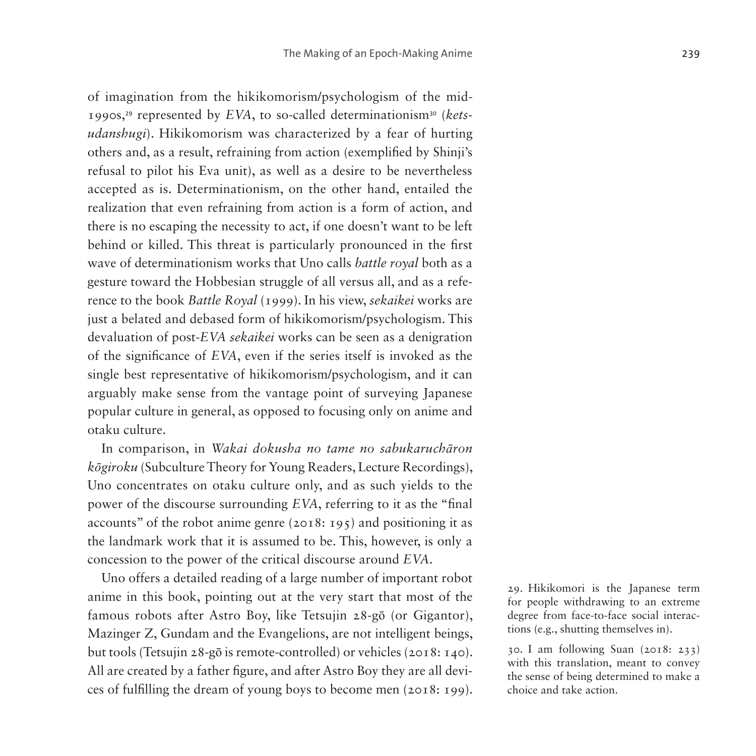of imagination from the hikikomorism/psychologism of the mid-1990s,[29] represented by *EVA*, to so-called determinationism[30] (*ketsudanshugi*). Hikikomorism was characterized by a fear of hurting others and, as a result, refraining from action (exemplified by Shinji's refusal to pilot his Eva unit), as well as a desire to be nevertheless accepted as is. Determinationism, on the other hand, entailed the realization that even refraining from action is a form of action, and there is no escaping the necessity to act, if one doesn't want to be left behind or killed. This threat is particularly pronounced in the first wave of determinationism works that Uno calls *battle royal* both as a gesture toward the Hobbesian struggle of all versus all, and as a reference to the book *Battle Royal* (1999). In his view, *sekaikei* works are just a belated and debased form of hikikomorism/psychologism. This devaluation of post-*EVA sekaikei* works can be seen as a denigration of the significance of *EVA*, even if the series itself is invoked as the single best representative of hikikomorism/psychologism, and it can arguably make sense from the vantage point of surveying Japanese popular culture in general, as opposed to focusing only on anime and otaku culture.

In comparison, in *Wakai dokusha no tame no sabukaruchāron kōgiroku* (Subculture Theory for Young Readers, Lecture Recordings), Uno concentrates on otaku culture only, and as such yields to the power of the discourse surrounding *EVA*, referring to it as the "final accounts" of the robot anime genre (2018: 195) and positioning it as the landmark work that it is assumed to be. This, however, is only a concession to the power of the critical discourse around *EVA*.

Uno offers a detailed reading of a large number of important robot anime in this book, pointing out at the very start that most of the famous robots after Astro Boy, like Tetsujin 28-gō (or Gigantor), Mazinger Z, Gundam and the Evangelions, are not intelligent beings, but tools (Tetsujin 28-gō is remote-controlled) or vehicles (2018: 140). All are created by a father figure, and after Astro Boy they are all devices of fulfilling the dream of young boys to become men (2018: 199).

29. Hikikomori is the Japanese term for people withdrawing to an extreme degree from face-to-face social interactions (e.g., shutting themselves in).

30. I am following Suan (2018: 233) with this translation, meant to convey the sense of being determined to make a choice and take action.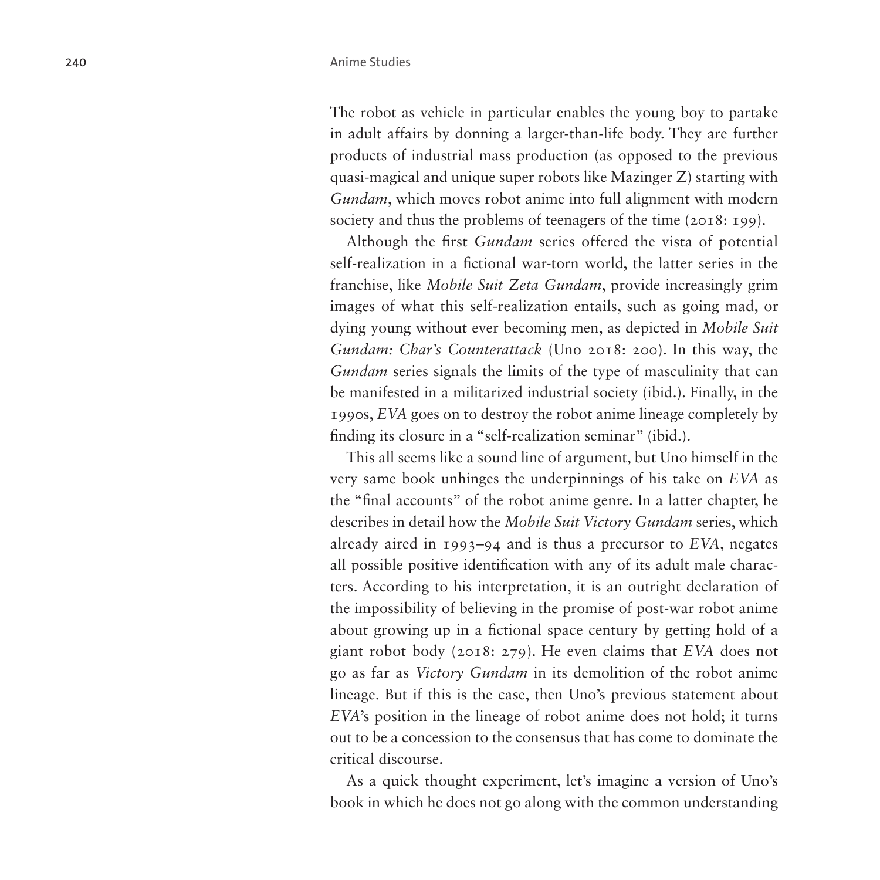The robot as vehicle in particular enables the young boy to partake in adult affairs by donning a larger-than-life body. They are further products of industrial mass production (as opposed to the previous quasi-magical and unique super robots like Mazinger Z) starting with *Gundam*, which moves robot anime into full alignment with modern society and thus the problems of teenagers of the time (2018: 199).

Although the first *Gundam* series offered the vista of potential self-realization in a fictional war-torn world, the latter series in the franchise, like *Mobile Suit Zeta Gundam*, provide increasingly grim images of what this self-realization entails, such as going mad, or dying young without ever becoming men, as depicted in *Mobile Suit Gundam: Char's Counterattack* (Uno 2018: 200). In this way, the *Gundam* series signals the limits of the type of masculinity that can be manifested in a militarized industrial society (ibid.). Finally, in the 1990s, *EVA* goes on to destroy the robot anime lineage completely by finding its closure in a "self-realization seminar" (ibid.).

This all seems like a sound line of argument, but Uno himself in the very same book unhinges the underpinnings of his take on *EVA* as the "final accounts" of the robot anime genre. In a latter chapter, he describes in detail how the *Mobile Suit Victory Gundam* series, which already aired in 1993–94 and is thus a precursor to *EVA*, negates all possible positive identification with any of its adult male characters. According to his interpretation, it is an outright declaration of the impossibility of believing in the promise of post-war robot anime about growing up in a fictional space century by getting hold of a giant robot body (2018: 279). He even claims that *EVA* does not go as far as *Victory Gundam* in its demolition of the robot anime lineage. But if this is the case, then Uno's previous statement about *EVA*'s position in the lineage of robot anime does not hold; it turns out to be a concession to the consensus that has come to dominate the critical discourse.

As a quick thought experiment, let's imagine a version of Uno's book in which he does not go along with the common understanding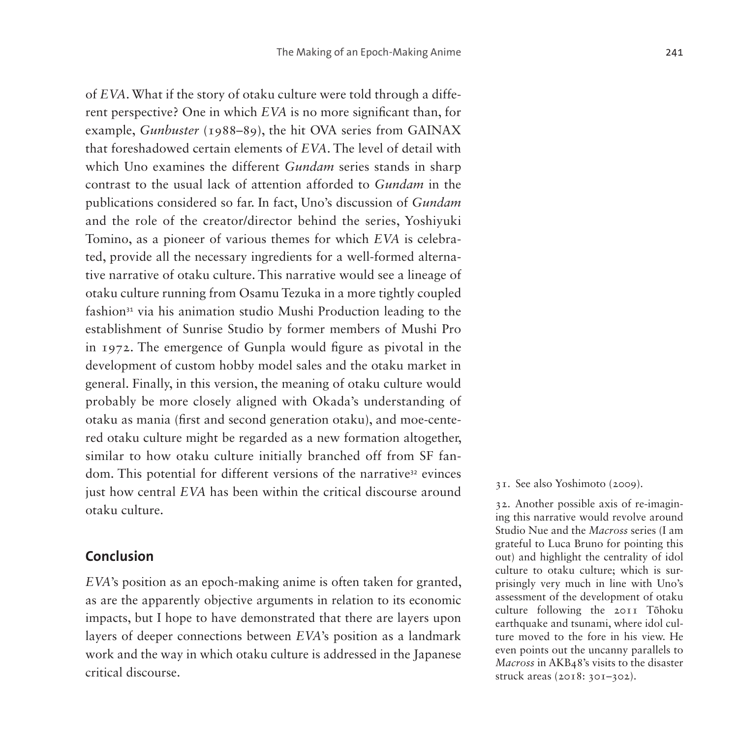of *EVA*. What if the story of otaku culture were told through a different perspective? One in which *EVA* is no more significant than, for example, *Gunbuster* (1988–89), the hit OVA series from GAINAX that foreshadowed certain elements of *EVA*. The level of detail with which Uno examines the different *Gundam* series stands in sharp contrast to the usual lack of attention afforded to *Gundam* in the publications considered so far. In fact, Uno's discussion of *Gundam* and the role of the creator/director behind the series, Yoshiyuki Tomino, as a pioneer of various themes for which *EVA* is celebrated, provide all the necessary ingredients for a well-formed alternative narrative of otaku culture. This narrative would see a lineage of otaku culture running from Osamu Tezuka in a more tightly coupled fashion[31] via his animation studio Mushi Production leading to the establishment of Sunrise Studio by former members of Mushi Pro in 1972. The emergence of Gunpla would figure as pivotal in the development of custom hobby model sales and the otaku market in general. Finally, in this version, the meaning of otaku culture would probably be more closely aligned with Okada's understanding of otaku as mania (first and second generation otaku), and moe-centered otaku culture might be regarded as a new formation altogether, similar to how otaku culture initially branched off from SF fandom. This potential for different versions of the narrative[32] evinces just how central *EVA* has been within the critical discourse around otaku culture.

## Conclusion

*EVA*'s position as an epoch-making anime is often taken for granted, as are the apparently objective arguments in relation to its economic impacts, but I hope to have demonstrated that there are layers upon layers of deeper connections between *EVA*'s position as a landmark work and the way in which otaku culture is addressed in the Japanese critical discourse.

31. See also Yoshimoto (2009).

32. Another possible axis of re-imagining this narrative would revolve around Studio Nue and the *Macross* series (I am grateful to Luca Bruno for pointing this out) and highlight the centrality of idol culture to otaku culture; which is surprisingly very much in line with Uno's assessment of the development of otaku culture following the 2011 Tōhoku earthquake and tsunami, where idol culture moved to the fore in his view. He even points out the uncanny parallels to *Macross* in AKB48's visits to the disaster struck areas (2018: 301–302).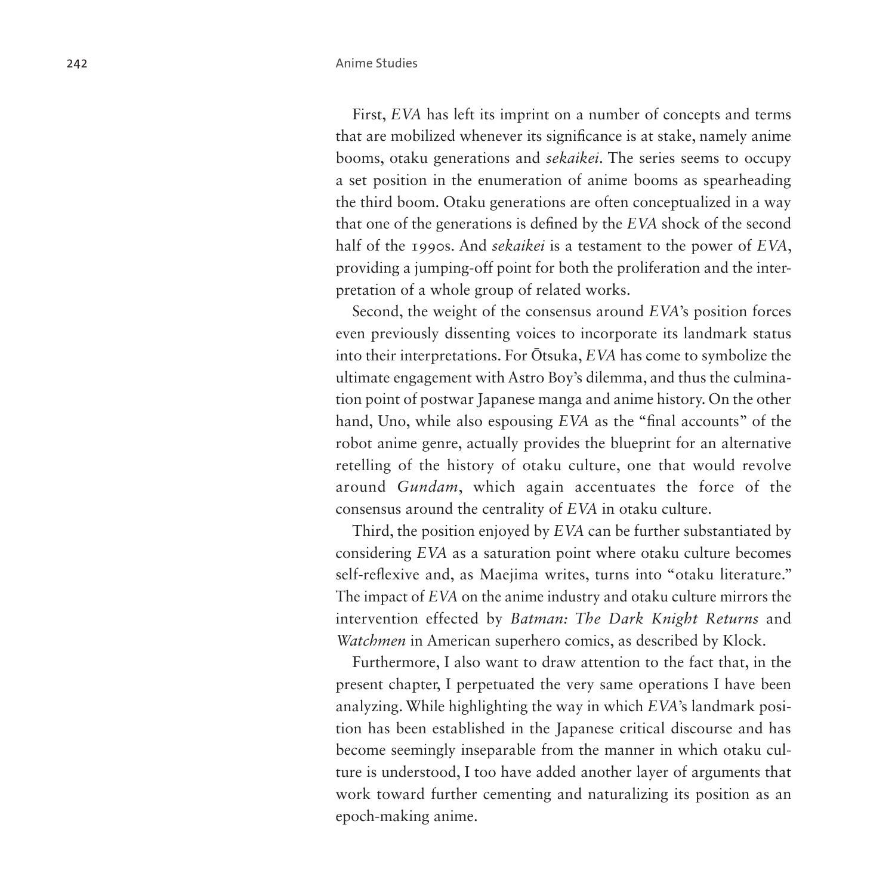First, *EVA* has left its imprint on a number of concepts and terms that are mobilized whenever its significance is at stake, namely anime booms, otaku generations and *sekaikei*. The series seems to occupy a set position in the enumeration of anime booms as spearheading the third boom. Otaku generations are often conceptualized in a way that one of the generations is defined by the *EVA* shock of the second half of the 1990s. And *sekaikei* is a testament to the power of *EVA*, providing a jumping-off point for both the proliferation and the interpretation of a whole group of related works.

Second, the weight of the consensus around *EVA*'s position forces even previously dissenting voices to incorporate its landmark status into their interpretations. For Ōtsuka, *EVA* has come to symbolize the ultimate engagement with Astro Boy's dilemma, and thus the culmination point of postwar Japanese manga and anime history. On the other hand, Uno, while also espousing *EVA* as the "final accounts" of the robot anime genre, actually provides the blueprint for an alternative retelling of the history of otaku culture, one that would revolve around *Gundam*, which again accentuates the force of the consensus around the centrality of *EVA* in otaku culture.

Third, the position enjoyed by *EVA* can be further substantiated by considering *EVA* as a saturation point where otaku culture becomes self-reflexive and, as Maejima writes, turns into "otaku literature." The impact of *EVA* on the anime industry and otaku culture mirrors the intervention effected by *Batman: The Dark Knight Returns* and *Watchmen* in American superhero comics, as described by Klock.

Furthermore, I also want to draw attention to the fact that, in the present chapter, I perpetuated the very same operations I have been analyzing. While highlighting the way in which *EVA*'s landmark position has been established in the Japanese critical discourse and has become seemingly inseparable from the manner in which otaku culture is understood, I too have added another layer of arguments that work toward further cementing and naturalizing its position as an epoch-making anime.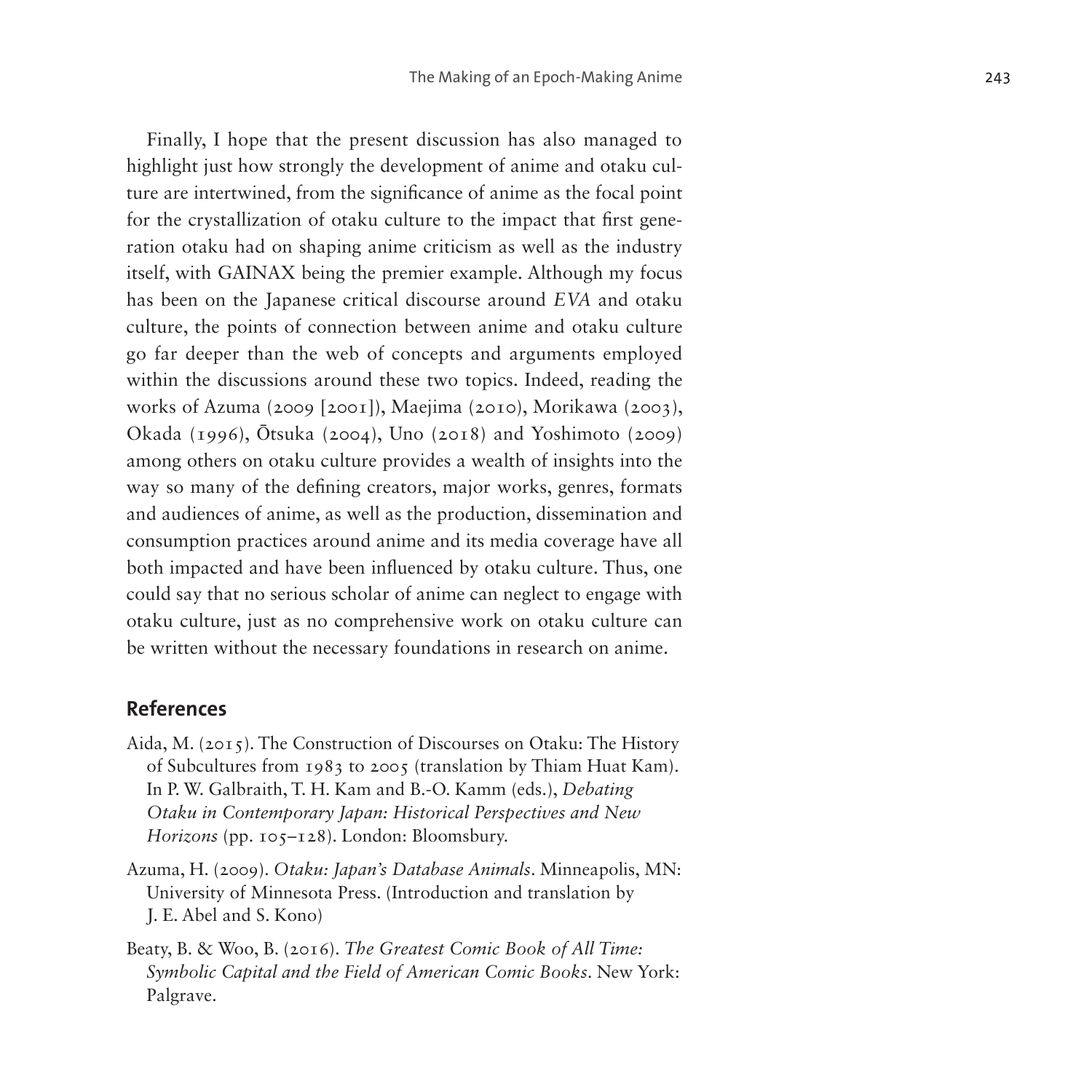Finally, I hope that the present discussion has also managed to highlight just how strongly the development of anime and otaku culture are intertwined, from the significance of anime as the focal point for the crystallization of otaku culture to the impact that first generation otaku had on shaping anime criticism as well as the industry itself, with GAINAX being the premier example. Although my focus has been on the Japanese critical discourse around *EVA* and otaku culture, the points of connection between anime and otaku culture go far deeper than the web of concepts and arguments employed within the discussions around these two topics. Indeed, reading the works of Azuma (2009 [2001]), Maejima (2010), Morikawa (2003), Okada (1996), Ōtsuka (2004), Uno (2018) and Yoshimoto (2009) among others on otaku culture provides a wealth of insights into the way so many of the defining creators, major works, genres, formats and audiences of anime, as well as the production, dissemination and consumption practices around anime and its media coverage have all both impacted and have been influenced by otaku culture. Thus, one could say that no serious scholar of anime can neglect to engage with otaku culture, just as no comprehensive work on otaku culture can be written without the necessary foundations in research on anime.

## References

Aida, M. (2015). The Construction of Discourses on Otaku: The History of Subcultures from 1983 to 2005 (translation by Thiam Huat Kam). In P. W. Galbraith, T. H. Kam and B.-O. Kamm (eds.), *Debating Otaku in Contemporary Japan: Historical Perspectives and New Horizons* (pp. 105–128). London: Bloomsbury.

Azuma, H. (2009). *Otaku: Japan's Database Animals*. Minneapolis, MN: University of Minnesota Press. (Introduction and translation by J. E. Abel and S. Kono)

Beaty, B. & Woo, B. (2016). *The Greatest Comic Book of All Time: Symbolic Capital and the Field of American Comic Books*. New York: Palgrave.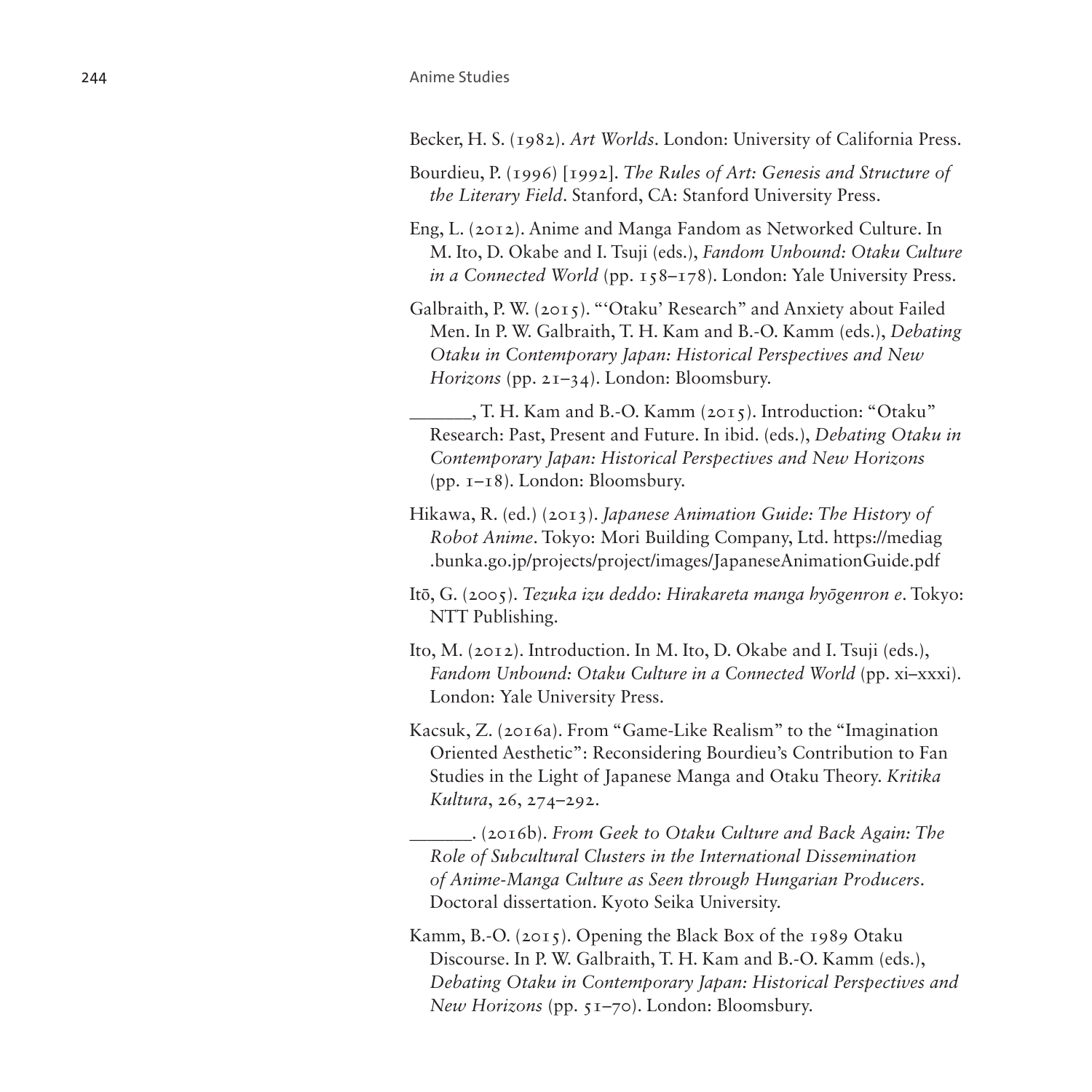Becker, H. S. (1982). *Art Worlds*. London: University of California Press.

Bourdieu, P. (1996) [1992]. *The Rules of Art: Genesis and Structure of the Literary Field*. Stanford, CA: Stanford University Press.

Eng, L. (2012). Anime and Manga Fandom as Networked Culture. In M. Ito, D. Okabe and I. Tsuji (eds.), *Fandom Unbound: Otaku Culture in a Connected World* (pp. 158–178). London: Yale University Press.

Galbraith, P. W. (2015). "'Otaku' Research" and Anxiety about Failed Men. In P. W. Galbraith, T. H. Kam and B.-O. Kamm (eds.), *Debating Otaku in Contemporary Japan: Historical Perspectives and New Horizons* (pp. 21–34). London: Bloomsbury.

_______, T. H. Kam and B.-O. Kamm (2015). Introduction: "Otaku" Research: Past, Present and Future. In ibid. (eds.), *Debating Otaku in Contemporary Japan: Historical Perspectives and New Horizons* (pp. 1–18). London: Bloomsbury.

Hikawa, R. (ed.) (2013). *Japanese Animation Guide: The History of Robot Anime*. Tokyo: Mori Building Company, Ltd. https://mediag.bunka.go.jp/projects/project/images/JapaneseAnimationGuide.pdf

Itō, G. (2005). *Tezuka izu deddo: Hirakareta manga hyōgenron e*. Tokyo: NTT Publishing.

Ito, M. (2012). Introduction. In M. Ito, D. Okabe and I. Tsuji (eds.), *Fandom Unbound: Otaku Culture in a Connected World* (pp. xi–xxxi). London: Yale University Press.

Kacsuk, Z. (2016a). From "Game-Like Realism" to the "Imagination Oriented Aesthetic": Reconsidering Bourdieu's Contribution to Fan Studies in the Light of Japanese Manga and Otaku Theory. *Kritika Kultura*, 26, 274–292.

_______. (2016b). *From Geek to Otaku Culture and Back Again: The Role of Subcultural Clusters in the International Dissemination of Anime-Manga Culture as Seen through Hungarian Producers*. Doctoral dissertation. Kyoto Seika University.

Kamm, B.-O. (2015). Opening the Black Box of the 1989 Otaku Discourse. In P. W. Galbraith, T. H. Kam and B.-O. Kamm (eds.), *Debating Otaku in Contemporary Japan: Historical Perspectives and New Horizons* (pp. 51–70). London: Bloomsbury.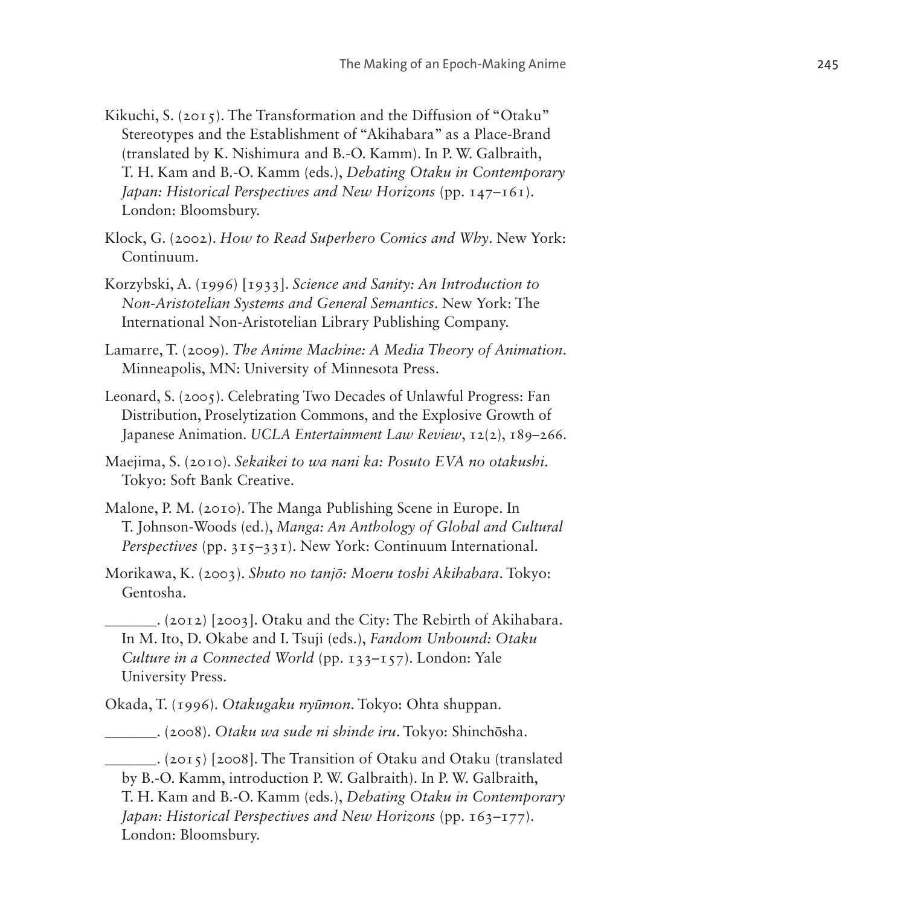Kikuchi, S. (2015). The Transformation and the Diffusion of "Otaku" Stereotypes and the Establishment of "Akihabara" as a Place-Brand (translated by K. Nishimura and B.-O. Kamm). In P. W. Galbraith, T. H. Kam and B.-O. Kamm (eds.), *Debating Otaku in Contemporary Japan: Historical Perspectives and New Horizons* (pp. 147–161). London: Bloomsbury.

Klock, G. (2002). *How to Read Superhero Comics and Why*. New York: Continuum.

Korzybski, A. (1996) [1933]. *Science and Sanity: An Introduction to Non-Aristotelian Systems and General Semantics*. New York: The International Non-Aristotelian Library Publishing Company.

Lamarre, T. (2009). *The Anime Machine: A Media Theory of Animation*. Minneapolis, MN: University of Minnesota Press.

Leonard, S. (2005). Celebrating Two Decades of Unlawful Progress: Fan Distribution, Proselytization Commons, and the Explosive Growth of Japanese Animation. *UCLA Entertainment Law Review*, 12(2), 189–266.

Maejima, S. (2010). *Sekaikei to wa nani ka: Posuto EVA no otakushi*. Tokyo: Soft Bank Creative.

Malone, P. M. (2010). The Manga Publishing Scene in Europe. In T. Johnson-Woods (ed.), *Manga: An Anthology of Global and Cultural Perspectives* (pp. 315–331). New York: Continuum International.

Morikawa, K. (2003). *Shuto no tanjō: Moeru toshi Akihabara*. Tokyo: Gentosha.

______. (2012) [2003]. Otaku and the City: The Rebirth of Akihabara. In M. Ito, D. Okabe and I. Tsuji (eds.), *Fandom Unbound: Otaku Culture in a Connected World* (pp. 133–157). London: Yale University Press.

Okada, T. (1996). *Otakugaku nyūmon*. Tokyo: Ohta shuppan.

______. (2008). *Otaku wa sude ni shinde iru*. Tokyo: Shinchōsha.

______. (2015) [2008]. The Transition of Otaku and Otaku (translated by B.-O. Kamm, introduction P. W. Galbraith). In P. W. Galbraith, T. H. Kam and B.-O. Kamm (eds.), *Debating Otaku in Contemporary Japan: Historical Perspectives and New Horizons* (pp. 163–177). London: Bloomsbury.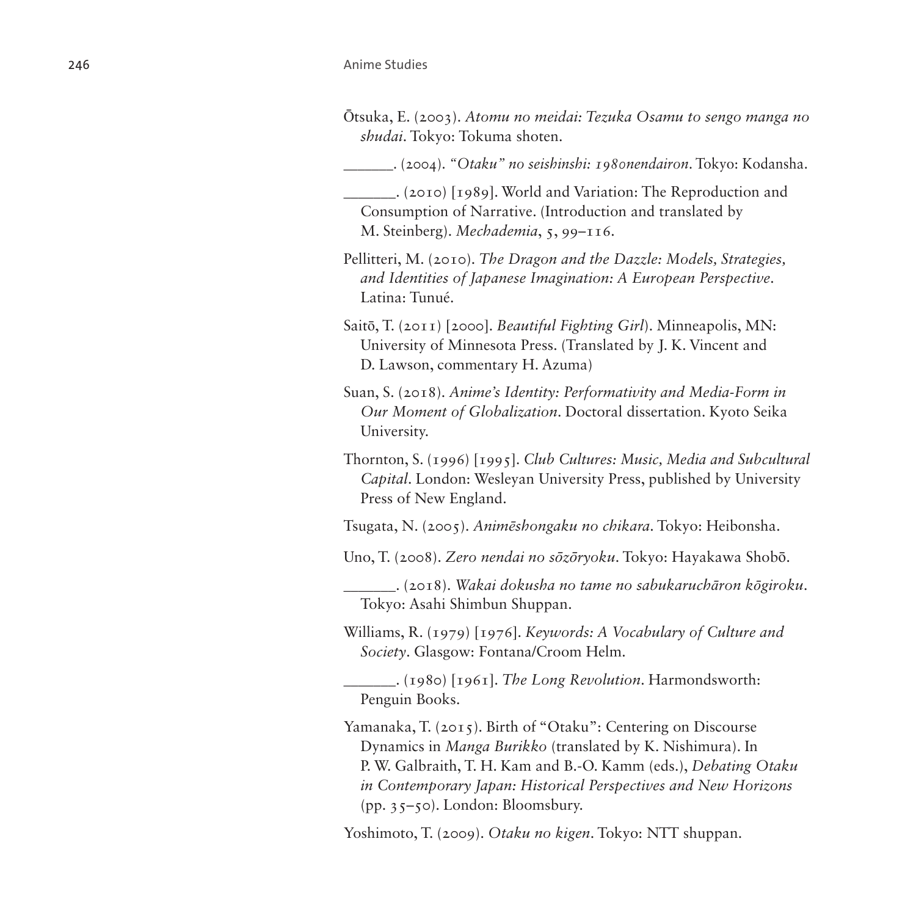Ōtsuka, E. (2003). *Atomu no meidai: Tezuka Osamu to sengo manga no shudai*. Tokyo: Tokuma shoten.

______. (2004). *"Otaku" no seishinshi: 1980nendairon*. Tokyo: Kodansha.

______. (2010) [1989]. World and Variation: The Reproduction and Consumption of Narrative. (Introduction and translated by M. Steinberg). *Mechademia*, 5, 99–116.

Pellitteri, M. (2010). *The Dragon and the Dazzle: Models, Strategies, and Identities of Japanese Imagination: A European Perspective*. Latina: Tunué.

Saitō, T. (2011) [2000]. *Beautiful Fighting Girl*). Minneapolis, MN: University of Minnesota Press. (Translated by J. K. Vincent and D. Lawson, commentary H. Azuma)

Suan, S. (2018). *Anime's Identity: Performativity and Media-Form in Our Moment of Globalization*. Doctoral dissertation. Kyoto Seika University.

Thornton, S. (1996) [1995]. *Club Cultures: Music, Media and Subcultural Capital*. London: Wesleyan University Press, published by University Press of New England.

Tsugata, N. (2005). *Animēshongaku no chikara*. Tokyo: Heibonsha.

Uno, T. (2008). *Zero nendai no sōzōryoku*. Tokyo: Hayakawa Shobō.

______. (2018). *Wakai dokusha no tame no sabukaruchāron kōgiroku*. Tokyo: Asahi Shimbun Shuppan.

Williams, R. (1979) [1976]. *Keywords: A Vocabulary of Culture and Society*. Glasgow: Fontana/Croom Helm.

______. (1980) [1961]. *The Long Revolution*. Harmondsworth: Penguin Books.

Yamanaka, T. (2015). Birth of "Otaku": Centering on Discourse Dynamics in *Manga Burikko* (translated by K. Nishimura). In P. W. Galbraith, T. H. Kam and B.-O. Kamm (eds.), *Debating Otaku in Contemporary Japan: Historical Perspectives and New Horizons* (pp. 35–50). London: Bloomsbury.

Yoshimoto, T. (2009). *Otaku no kigen*. Tokyo: NTT shuppan.